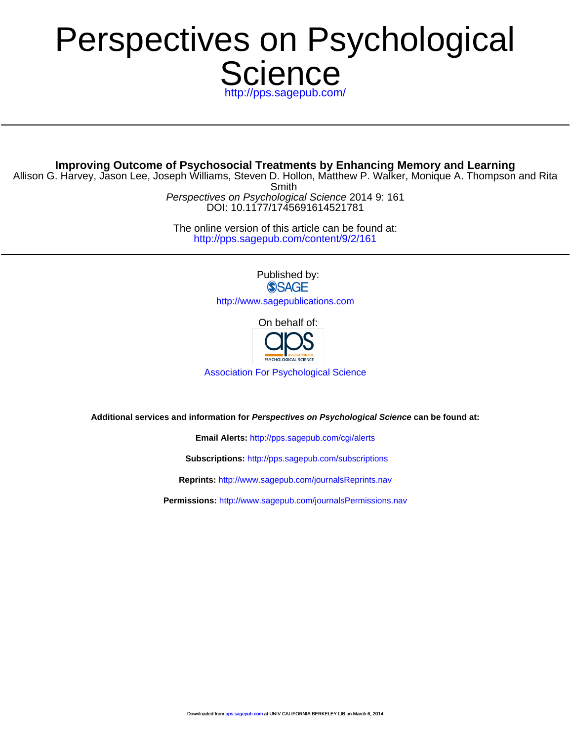# Perspectives on Psychological Science

http://pps.sagepub.com/

---

**Improving Outcome of Psychosocial Treatments by Enhancing Memory and Learning**

Allison G. Harvey, Jason Lee, Joseph Williams, Steven D. Hollon, Matthew P. Walker, Monique A. Thompson and Rita Smith

*Perspectives on Psychological Science* 2014 9: 161

DOI: 10.1177/1745691614521781

The online version of this article can be found at:

http://pps.sagepub.com/content/9/2/161

---

Published by:

SAGE

http://www.sagepublications.com

On behalf of:

aps ASSOCIATION FOR PSYCHOLOGICAL SCIENCE

Association For Psychological Science

**Additional services and information for *Perspectives on Psychological Science* can be found at:**

**Email Alerts:** http://pps.sagepub.com/cgi/alerts

**Subscriptions:** http://pps.sagepub.com/subscriptions

**Reprints:** http://www.sagepub.com/journalsReprints.nav

**Permissions:** http://www.sagepub.com/journalsPermissions.nav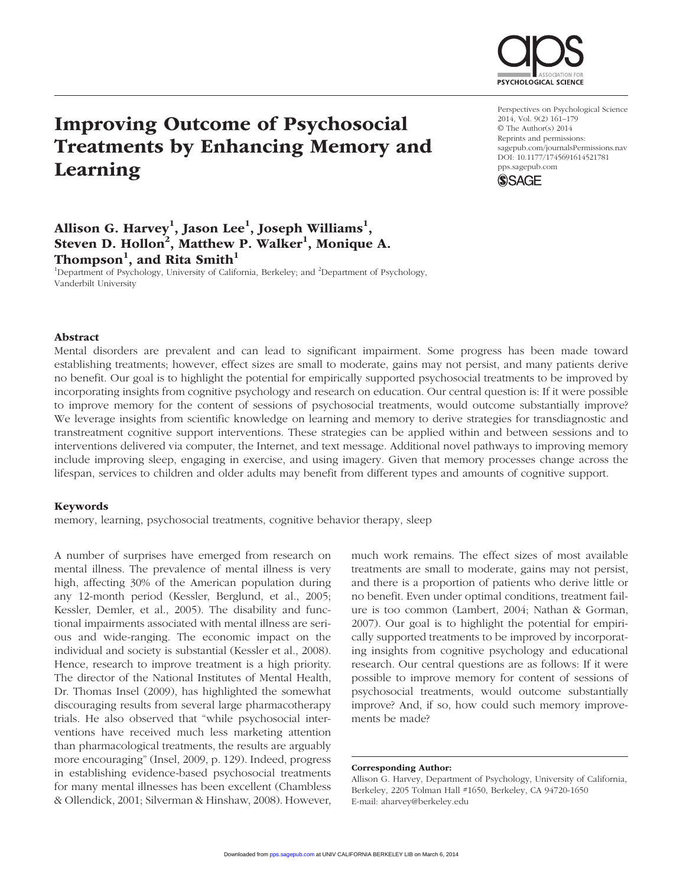# Improving Outcome of Psychosocial Treatments by Enhancing Memory and Learning

Perspectives on Psychological Science
2014, Vol. 9(2) 161–179
© The Author(s) 2014
Reprints and permissions:
sagepub.com/journalsPermissions.nav
DOI: 10.1177/1745691614521781
pps.sagepub.com

**Allison G. Harvey[1], Jason Lee[1], Joseph Williams[1], Steven D. Hollon[2], Matthew P. Walker[1], Monique A. Thompson[1], and Rita Smith[1]**

[1]Department of Psychology, University of California, Berkeley; and [2]Department of Psychology, Vanderbilt University

### Abstract

Mental disorders are prevalent and can lead to significant impairment. Some progress has been made toward establishing treatments; however, effect sizes are small to moderate, gains may not persist, and many patients derive no benefit. Our goal is to highlight the potential for empirically supported psychosocial treatments to be improved by incorporating insights from cognitive psychology and research on education. Our central question is: If it were possible to improve memory for the content of sessions of psychosocial treatments, would outcome substantially improve? We leverage insights from scientific knowledge on learning and memory to derive strategies for transdiagnostic and transtreatment cognitive support interventions. These strategies can be applied within and between sessions and to interventions delivered via computer, the Internet, and text message. Additional novel pathways to improving memory include improving sleep, engaging in exercise, and using imagery. Given that memory processes change across the lifespan, services to children and older adults may benefit from different types and amounts of cognitive support.

### Keywords

memory, learning, psychosocial treatments, cognitive behavior therapy, sleep

A number of surprises have emerged from research on mental illness. The prevalence of mental illness is very high, affecting 30% of the American population during any 12-month period (Kessler, Berglund, et al., 2005; Kessler, Demler, et al., 2005). The disability and functional impairments associated with mental illness are serious and wide-ranging. The economic impact on the individual and society is substantial (Kessler et al., 2008). Hence, research to improve treatment is a high priority. The director of the National Institutes of Mental Health, Dr. Thomas Insel (2009), has highlighted the somewhat discouraging results from several large pharmacotherapy trials. He also observed that "while psychosocial interventions have received much less marketing attention than pharmacological treatments, the results are arguably more encouraging" (Insel, 2009, p. 129). Indeed, progress in establishing evidence-based psychosocial treatments for many mental illnesses has been excellent (Chambless & Ollendick, 2001; Silverman & Hinshaw, 2008). However, much work remains. The effect sizes of most available treatments are small to moderate, gains may not persist, and there is a proportion of patients who derive little or no benefit. Even under optimal conditions, treatment failure is too common (Lambert, 2004; Nathan & Gorman, 2007). Our goal is to highlight the potential for empirically supported treatments to be improved by incorporating insights from cognitive psychology and educational research. Our central questions are as follows: If it were possible to improve memory for content of sessions of psychosocial treatments, would outcome substantially improve? And, if so, how could such memory improvements be made?

**Corresponding Author:**
Allison G. Harvey, Department of Psychology, University of California, Berkeley, 2205 Tolman Hall #1650, Berkeley, CA 94720-1650
E-mail: aharvey@berkeley.edu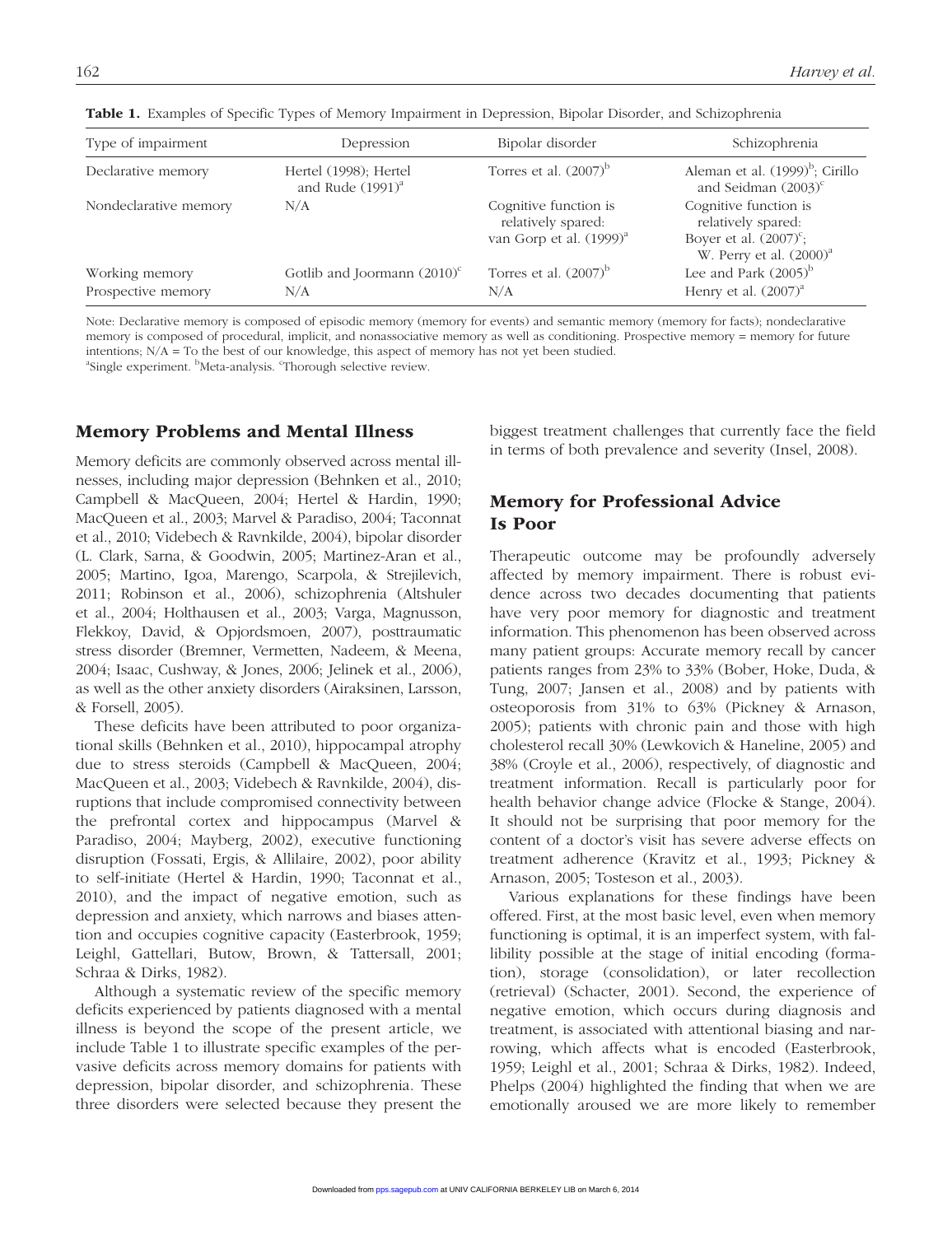**Table 1.** Examples of Specific Types of Memory Impairment in Depression, Bipolar Disorder, and Schizophrenia

| Type of impairment | Depression | Bipolar disorder | Schizophrenia |
|---|---|---|---|
| Declarative memory | Hertel (1998); Hertel and Rude (1991)[a] | Torres et al. (2007)[b] | Aleman et al. (1999)[b]; Cirillo and Seidman (2003)[c] |
| Nondeclarative memory | N/A | Cognitive function is relatively spared: van Gorp et al. (1999)[a] | Cognitive function is relatively spared: Boyer et al. (2007)[c]; W. Perry et al. (2000)[a] |
| Working memory | Gotlib and Joormann (2010)[c] | Torres et al. (2007)[b] | Lee and Park (2005)[b] |
| Prospective memory | N/A | N/A | Henry et al. (2007)[a] |

Note: Declarative memory is composed of episodic memory (memory for events) and semantic memory (memory for facts); nondeclarative memory is composed of procedural, implicit, and nonassociative memory as well as conditioning. Prospective memory = memory for future intentions; N/A = To the best of our knowledge, this aspect of memory has not yet been studied.
[a]Single experiment. [b]Meta-analysis. [c]Thorough selective review.

## Memory Problems and Mental Illness

Memory deficits are commonly observed across mental illnesses, including major depression (Behnken et al., 2010; Campbell & MacQueen, 2004; Hertel & Hardin, 1990; MacQueen et al., 2003; Marvel & Paradiso, 2004; Taconnat et al., 2010; Videbech & Ravnkilde, 2004), bipolar disorder (L. Clark, Sarna, & Goodwin, 2005; Martinez-Aran et al., 2005; Martino, Igoa, Marengo, Scarpola, & Strejilevich, 2011; Robinson et al., 2006), schizophrenia (Altshuler et al., 2004; Holthausen et al., 2003; Varga, Magnusson, Flekkoy, David, & Opjordsmoen, 2007), posttraumatic stress disorder (Bremner, Vermetten, Nadeem, & Meena, 2004; Isaac, Cushway, & Jones, 2006; Jelinek et al., 2006), as well as the other anxiety disorders (Airaksinen, Larsson, & Forsell, 2005).

These deficits have been attributed to poor organizational skills (Behnken et al., 2010), hippocampal atrophy due to stress steroids (Campbell & MacQueen, 2004; MacQueen et al., 2003; Videbech & Ravnkilde, 2004), disruptions that include compromised connectivity between the prefrontal cortex and hippocampus (Marvel & Paradiso, 2004; Mayberg, 2002), executive functioning disruption (Fossati, Ergis, & Allilaire, 2002), poor ability to self-initiate (Hertel & Hardin, 1990; Taconnat et al., 2010), and the impact of negative emotion, such as depression and anxiety, which narrows and biases attention and occupies cognitive capacity (Easterbrook, 1959; Leighl, Gattellari, Butow, Brown, & Tattersall, 2001; Schraa & Dirks, 1982).

Although a systematic review of the specific memory deficits experienced by patients diagnosed with a mental illness is beyond the scope of the present article, we include Table 1 to illustrate specific examples of the pervasive deficits across memory domains for patients with depression, bipolar disorder, and schizophrenia. These three disorders were selected because they present the biggest treatment challenges that currently face the field in terms of both prevalence and severity (Insel, 2008).

## Memory for Professional Advice Is Poor

Therapeutic outcome may be profoundly adversely affected by memory impairment. There is robust evidence across two decades documenting that patients have very poor memory for diagnostic and treatment information. This phenomenon has been observed across many patient groups: Accurate memory recall by cancer patients ranges from 23% to 33% (Bober, Hoke, Duda, & Tung, 2007; Jansen et al., 2008) and by patients with osteoporosis from 31% to 63% (Pickney & Arnason, 2005); patients with chronic pain and those with high cholesterol recall 30% (Lewkovich & Haneline, 2005) and 38% (Croyle et al., 2006), respectively, of diagnostic and treatment information. Recall is particularly poor for health behavior change advice (Flocke & Stange, 2004). It should not be surprising that poor memory for the content of a doctor's visit has severe adverse effects on treatment adherence (Kravitz et al., 1993; Pickney & Arnason, 2005; Tosteson et al., 2003).

Various explanations for these findings have been offered. First, at the most basic level, even when memory functioning is optimal, it is an imperfect system, with fallibility possible at the stage of initial encoding (formation), storage (consolidation), or later recollection (retrieval) (Schacter, 2001). Second, the experience of negative emotion, which occurs during diagnosis and treatment, is associated with attentional biasing and narrowing, which affects what is encoded (Easterbrook, 1959; Leighl et al., 2001; Schraa & Dirks, 1982). Indeed, Phelps (2004) highlighted the finding that when we are emotionally aroused we are more likely to remember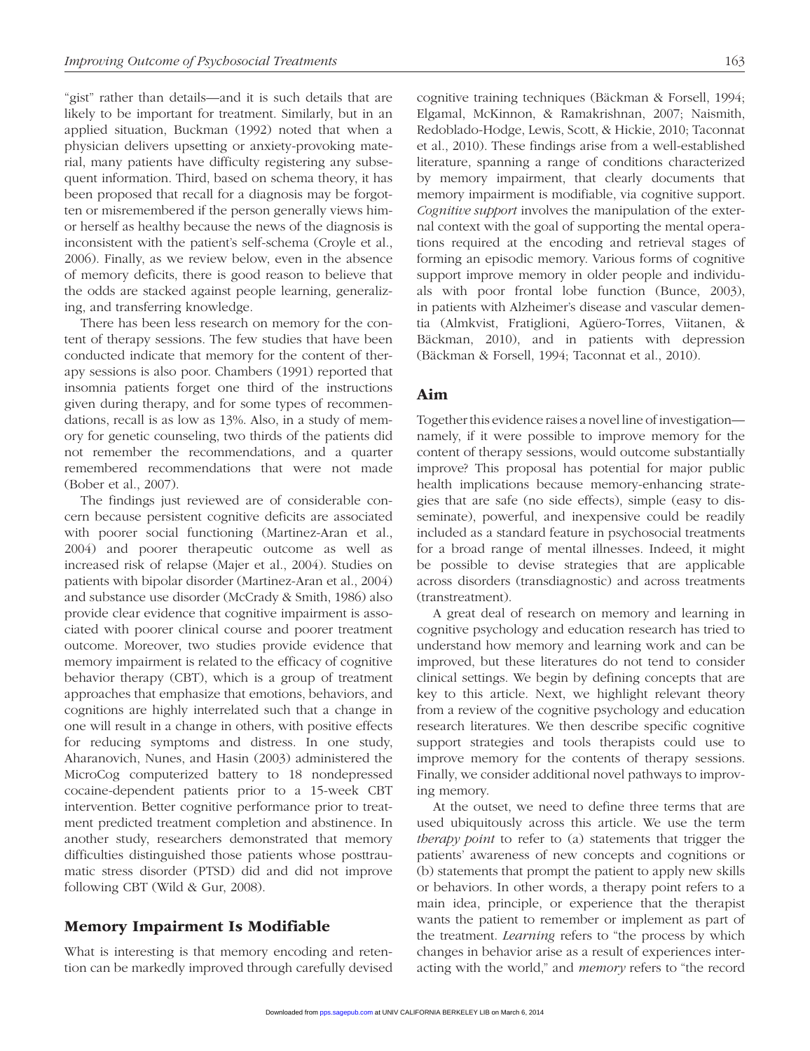"gist" rather than details—and it is such details that are likely to be important for treatment. Similarly, but in an applied situation, Buckman (1992) noted that when a physician delivers upsetting or anxiety-provoking material, many patients have difficulty registering any subsequent information. Third, based on schema theory, it has been proposed that recall for a diagnosis may be forgotten or misremembered if the person generally views him- or herself as healthy because the news of the diagnosis is inconsistent with the patient's self-schema (Croyle et al., 2006). Finally, as we review below, even in the absence of memory deficits, there is good reason to believe that the odds are stacked against people learning, generalizing, and transferring knowledge.

There has been less research on memory for the content of therapy sessions. The few studies that have been conducted indicate that memory for the content of therapy sessions is also poor. Chambers (1991) reported that insomnia patients forget one third of the instructions given during therapy, and for some types of recommendations, recall is as low as 13%. Also, in a study of memory for genetic counseling, two thirds of the patients did not remember the recommendations, and a quarter remembered recommendations that were not made (Bober et al., 2007).

The findings just reviewed are of considerable concern because persistent cognitive deficits are associated with poorer social functioning (Martinez-Aran et al., 2004) and poorer therapeutic outcome as well as increased risk of relapse (Majer et al., 2004). Studies on patients with bipolar disorder (Martinez-Aran et al., 2004) and substance use disorder (McCrady & Smith, 1986) also provide clear evidence that cognitive impairment is associated with poorer clinical course and poorer treatment outcome. Moreover, two studies provide evidence that memory impairment is related to the efficacy of cognitive behavior therapy (CBT), which is a group of treatment approaches that emphasize that emotions, behaviors, and cognitions are highly interrelated such that a change in one will result in a change in others, with positive effects for reducing symptoms and distress. In one study, Aharanovich, Nunes, and Hasin (2003) administered the MicroCog computerized battery to 18 nondepressed cocaine-dependent patients prior to a 15-week CBT intervention. Better cognitive performance prior to treatment predicted treatment completion and abstinence. In another study, researchers demonstrated that memory difficulties distinguished those patients whose posttraumatic stress disorder (PTSD) did and did not improve following CBT (Wild & Gur, 2008).

## Memory Impairment Is Modifiable

What is interesting is that memory encoding and retention can be markedly improved through carefully devised cognitive training techniques (Bäckman & Forsell, 1994; Elgamal, McKinnon, & Ramakrishnan, 2007; Naismith, Redoblado-Hodge, Lewis, Scott, & Hickie, 2010; Taconnat et al., 2010). These findings arise from a well-established literature, spanning a range of conditions characterized by memory impairment, that clearly documents that memory impairment is modifiable, via cognitive support. *Cognitive support* involves the manipulation of the external context with the goal of supporting the mental operations required at the encoding and retrieval stages of forming an episodic memory. Various forms of cognitive support improve memory in older people and individuals with poor frontal lobe function (Bunce, 2003), in patients with Alzheimer's disease and vascular dementia (Almkvist, Fratiglioni, Agüero-Torres, Viitanen, & Bäckman, 2010), and in patients with depression (Bäckman & Forsell, 1994; Taconnat et al., 2010).

## Aim

Together this evidence raises a novel line of investigation—namely, if it were possible to improve memory for the content of therapy sessions, would outcome substantially improve? This proposal has potential for major public health implications because memory-enhancing strategies that are safe (no side effects), simple (easy to disseminate), powerful, and inexpensive could be readily included as a standard feature in psychosocial treatments for a broad range of mental illnesses. Indeed, it might be possible to devise strategies that are applicable across disorders (transdiagnostic) and across treatments (transtreatment).

A great deal of research on memory and learning in cognitive psychology and education research has tried to understand how memory and learning work and can be improved, but these literatures do not tend to consider clinical settings. We begin by defining concepts that are key to this article. Next, we highlight relevant theory from a review of the cognitive psychology and education research literatures. We then describe specific cognitive support strategies and tools therapists could use to improve memory for the contents of therapy sessions. Finally, we consider additional novel pathways to improving memory.

At the outset, we need to define three terms that are used ubiquitously across this article. We use the term *therapy point* to refer to (a) statements that trigger the patients' awareness of new concepts and cognitions or (b) statements that prompt the patient to apply new skills or behaviors. In other words, a therapy point refers to a main idea, principle, or experience that the therapist wants the patient to remember or implement as part of the treatment. *Learning* refers to "the process by which changes in behavior arise as a result of experiences interacting with the world," and *memory* refers to "the record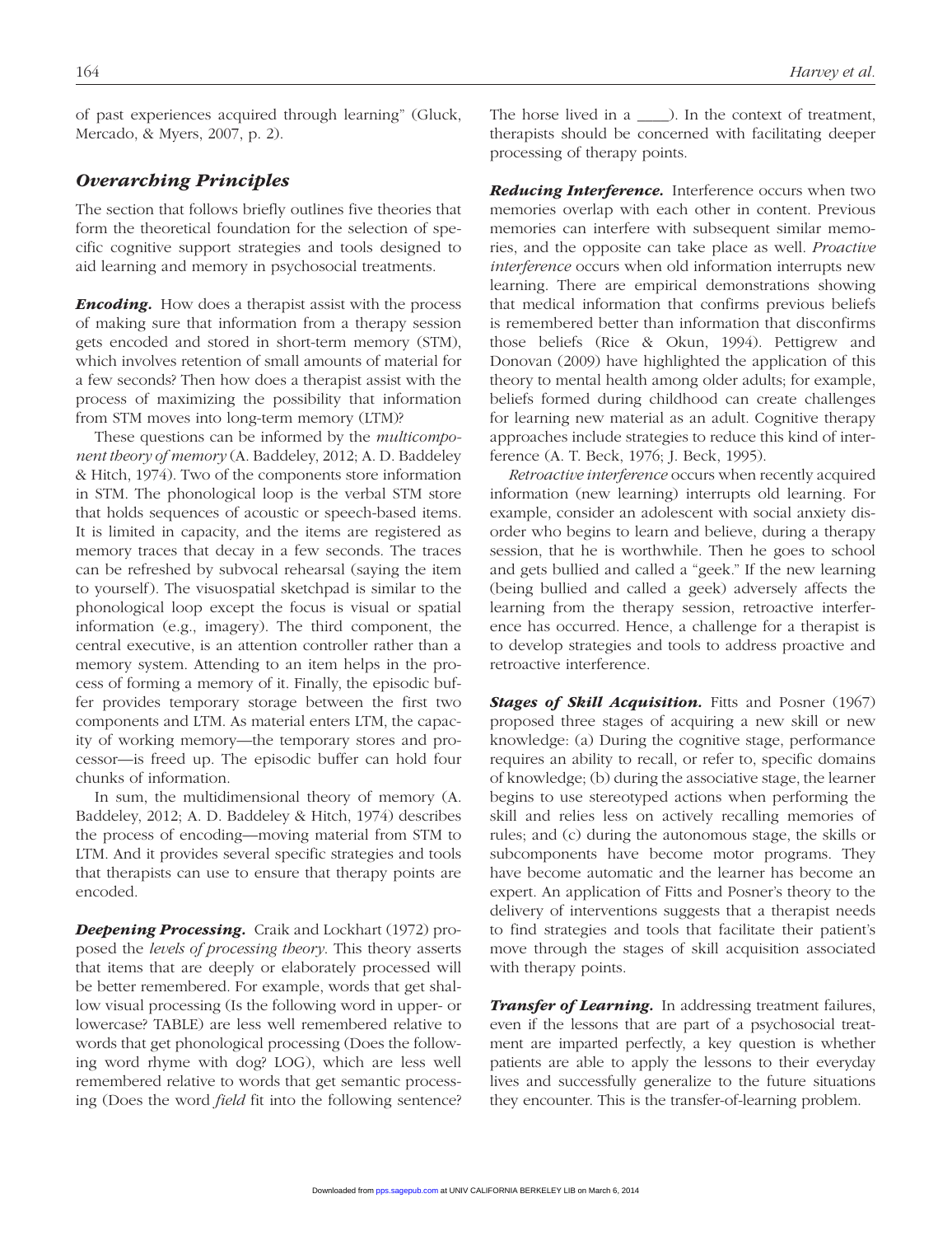of past experiences acquired through learning" (Gluck, Mercado, & Myers, 2007, p. 2).

## Overarching Principles

The section that follows briefly outlines five theories that form the theoretical foundation for the selection of specific cognitive support strategies and tools designed to aid learning and memory in psychosocial treatments.

***Encoding.*** How does a therapist assist with the process of making sure that information from a therapy session gets encoded and stored in short-term memory (STM), which involves retention of small amounts of material for a few seconds? Then how does a therapist assist with the process of maximizing the possibility that information from STM moves into long-term memory (LTM)?

These questions can be informed by the *multicomponent theory of memory* (A. Baddeley, 2012; A. D. Baddeley & Hitch, 1974). Two of the components store information in STM. The phonological loop is the verbal STM store that holds sequences of acoustic or speech-based items. It is limited in capacity, and the items are registered as memory traces that decay in a few seconds. The traces can be refreshed by subvocal rehearsal (saying the item to yourself). The visuospatial sketchpad is similar to the phonological loop except the focus is visual or spatial information (e.g., imagery). The third component, the central executive, is an attention controller rather than a memory system. Attending to an item helps in the process of forming a memory of it. Finally, the episodic buffer provides temporary storage between the first two components and LTM. As material enters LTM, the capacity of working memory—the temporary stores and processor—is freed up. The episodic buffer can hold four chunks of information.

In sum, the multidimensional theory of memory (A. Baddeley, 2012; A. D. Baddeley & Hitch, 1974) describes the process of encoding—moving material from STM to LTM. And it provides several specific strategies and tools that therapists can use to ensure that therapy points are encoded.

***Deepening Processing.*** Craik and Lockhart (1972) proposed the *levels of processing theory*. This theory asserts that items that are deeply or elaborately processed will be better remembered. For example, words that get shallow visual processing (Is the following word in upper- or lowercase? TABLE) are less well remembered relative to words that get phonological processing (Does the following word rhyme with dog? LOG), which are less well remembered relative to words that get semantic processing (Does the word *field* fit into the following sentence? The horse lived in a ____). In the context of treatment, therapists should be concerned with facilitating deeper processing of therapy points.

***Reducing Interference.*** Interference occurs when two memories overlap with each other in content. Previous memories can interfere with subsequent similar memories, and the opposite can take place as well. *Proactive interference* occurs when old information interrupts new learning. There are empirical demonstrations showing that medical information that confirms previous beliefs is remembered better than information that disconfirms those beliefs (Rice & Okun, 1994). Pettigrew and Donovan (2009) have highlighted the application of this theory to mental health among older adults; for example, beliefs formed during childhood can create challenges for learning new material as an adult. Cognitive therapy approaches include strategies to reduce this kind of interference (A. T. Beck, 1976; J. Beck, 1995).

*Retroactive interference* occurs when recently acquired information (new learning) interrupts old learning. For example, consider an adolescent with social anxiety disorder who begins to learn and believe, during a therapy session, that he is worthwhile. Then he goes to school and gets bullied and called a "geek." If the new learning (being bullied and called a geek) adversely affects the learning from the therapy session, retroactive interference has occurred. Hence, a challenge for a therapist is to develop strategies and tools to address proactive and retroactive interference.

***Stages of Skill Acquisition.*** Fitts and Posner (1967) proposed three stages of acquiring a new skill or new knowledge: (a) During the cognitive stage, performance requires an ability to recall, or refer to, specific domains of knowledge; (b) during the associative stage, the learner begins to use stereotyped actions when performing the skill and relies less on actively recalling memories of rules; and (c) during the autonomous stage, the skills or subcomponents have become motor programs. They have become automatic and the learner has become an expert. An application of Fitts and Posner's theory to the delivery of interventions suggests that a therapist needs to find strategies and tools that facilitate their patient's move through the stages of skill acquisition associated with therapy points.

***Transfer of Learning.*** In addressing treatment failures, even if the lessons that are part of a psychosocial treatment are imparted perfectly, a key question is whether patients are able to apply the lessons to their everyday lives and successfully generalize to the future situations they encounter. This is the transfer-of-learning problem.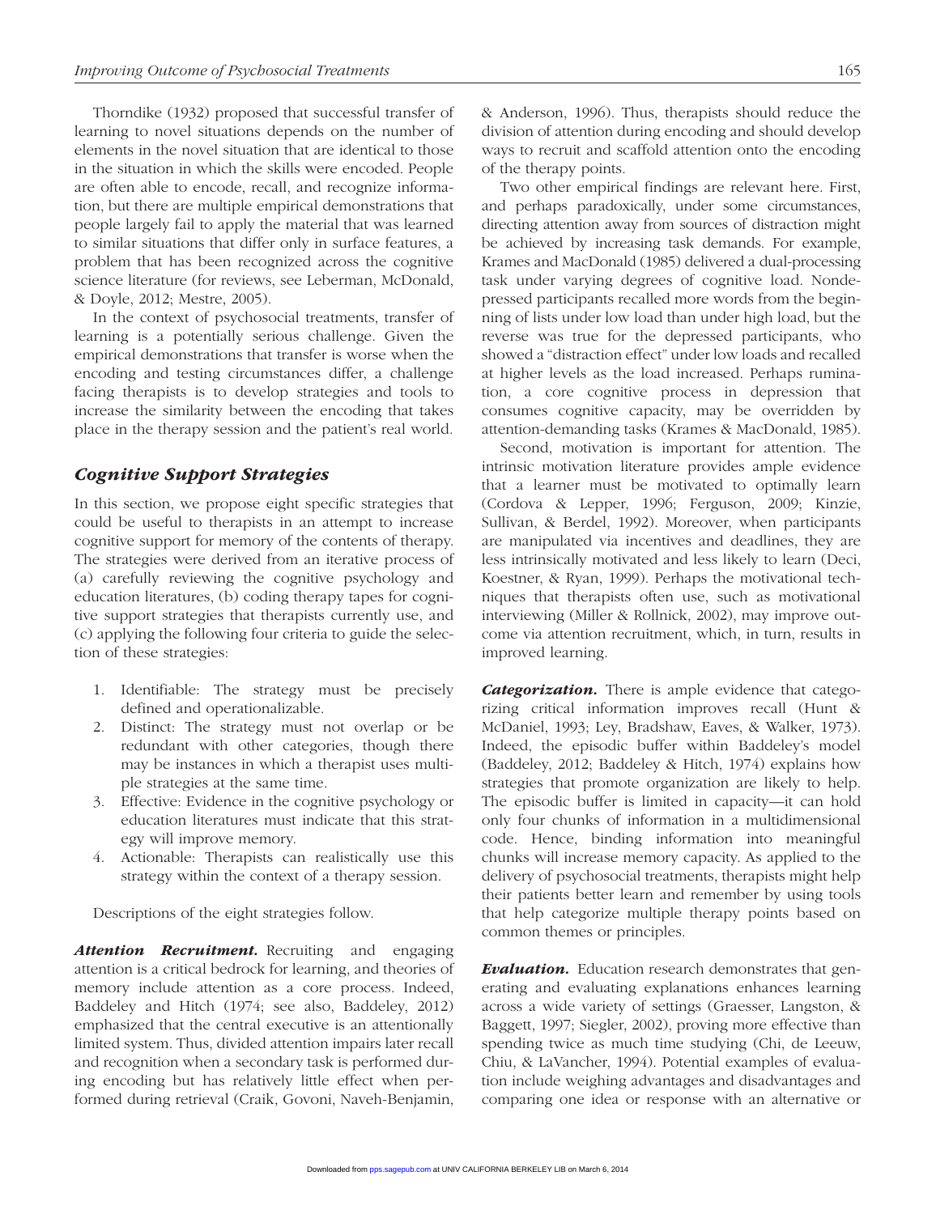Thorndike (1932) proposed that successful transfer of learning to novel situations depends on the number of elements in the novel situation that are identical to those in the situation in which the skills were encoded. People are often able to encode, recall, and recognize information, but there are multiple empirical demonstrations that people largely fail to apply the material that was learned to similar situations that differ only in surface features, a problem that has been recognized across the cognitive science literature (for reviews, see Leberman, McDonald, & Doyle, 2012; Mestre, 2005).

In the context of psychosocial treatments, transfer of learning is a potentially serious challenge. Given the empirical demonstrations that transfer is worse when the encoding and testing circumstances differ, a challenge facing therapists is to develop strategies and tools to increase the similarity between the encoding that takes place in the therapy session and the patient's real world.

## Cognitive Support Strategies

In this section, we propose eight specific strategies that could be useful to therapists in an attempt to increase cognitive support for memory of the contents of therapy. The strategies were derived from an iterative process of (a) carefully reviewing the cognitive psychology and education literatures, (b) coding therapy tapes for cognitive support strategies that therapists currently use, and (c) applying the following four criteria to guide the selection of these strategies:

1. Identifiable: The strategy must be precisely defined and operationalizable.
2. Distinct: The strategy must not overlap or be redundant with other categories, though there may be instances in which a therapist uses multiple strategies at the same time.
3. Effective: Evidence in the cognitive psychology or education literatures must indicate that this strategy will improve memory.
4. Actionable: Therapists can realistically use this strategy within the context of a therapy session.

Descriptions of the eight strategies follow.

***Attention Recruitment.*** Recruiting and engaging attention is a critical bedrock for learning, and theories of memory include attention as a core process. Indeed, Baddeley and Hitch (1974; see also, Baddeley, 2012) emphasized that the central executive is an attentionally limited system. Thus, divided attention impairs later recall and recognition when a secondary task is performed during encoding but has relatively little effect when performed during retrieval (Craik, Govoni, Naveh-Benjamin, & Anderson, 1996). Thus, therapists should reduce the division of attention during encoding and should develop ways to recruit and scaffold attention onto the encoding of the therapy points.

Two other empirical findings are relevant here. First, and perhaps paradoxically, under some circumstances, directing attention away from sources of distraction might be achieved by increasing task demands. For example, Krames and MacDonald (1985) delivered a dual-processing task under varying degrees of cognitive load. Nondepressed participants recalled more words from the beginning of lists under low load than under high load, but the reverse was true for the depressed participants, who showed a "distraction effect" under low loads and recalled at higher levels as the load increased. Perhaps rumination, a core cognitive process in depression that consumes cognitive capacity, may be overridden by attention-demanding tasks (Krames & MacDonald, 1985).

Second, motivation is important for attention. The intrinsic motivation literature provides ample evidence that a learner must be motivated to optimally learn (Cordova & Lepper, 1996; Ferguson, 2009; Kinzie, Sullivan, & Berdel, 1992). Moreover, when participants are manipulated via incentives and deadlines, they are less intrinsically motivated and less likely to learn (Deci, Koestner, & Ryan, 1999). Perhaps the motivational techniques that therapists often use, such as motivational interviewing (Miller & Rollnick, 2002), may improve outcome via attention recruitment, which, in turn, results in improved learning.

***Categorization.*** There is ample evidence that categorizing critical information improves recall (Hunt & McDaniel, 1993; Ley, Bradshaw, Eaves, & Walker, 1973). Indeed, the episodic buffer within Baddeley's model (Baddeley, 2012; Baddeley & Hitch, 1974) explains how strategies that promote organization are likely to help. The episodic buffer is limited in capacity—it can hold only four chunks of information in a multidimensional code. Hence, binding information into meaningful chunks will increase memory capacity. As applied to the delivery of psychosocial treatments, therapists might help their patients better learn and remember by using tools that help categorize multiple therapy points based on common themes or principles.

***Evaluation.*** Education research demonstrates that generating and evaluating explanations enhances learning across a wide variety of settings (Graesser, Langston, & Baggett, 1997; Siegler, 2002), proving more effective than spending twice as much time studying (Chi, de Leeuw, Chiu, & LaVancher, 1994). Potential examples of evaluation include weighing advantages and disadvantages and comparing one idea or response with an alternative or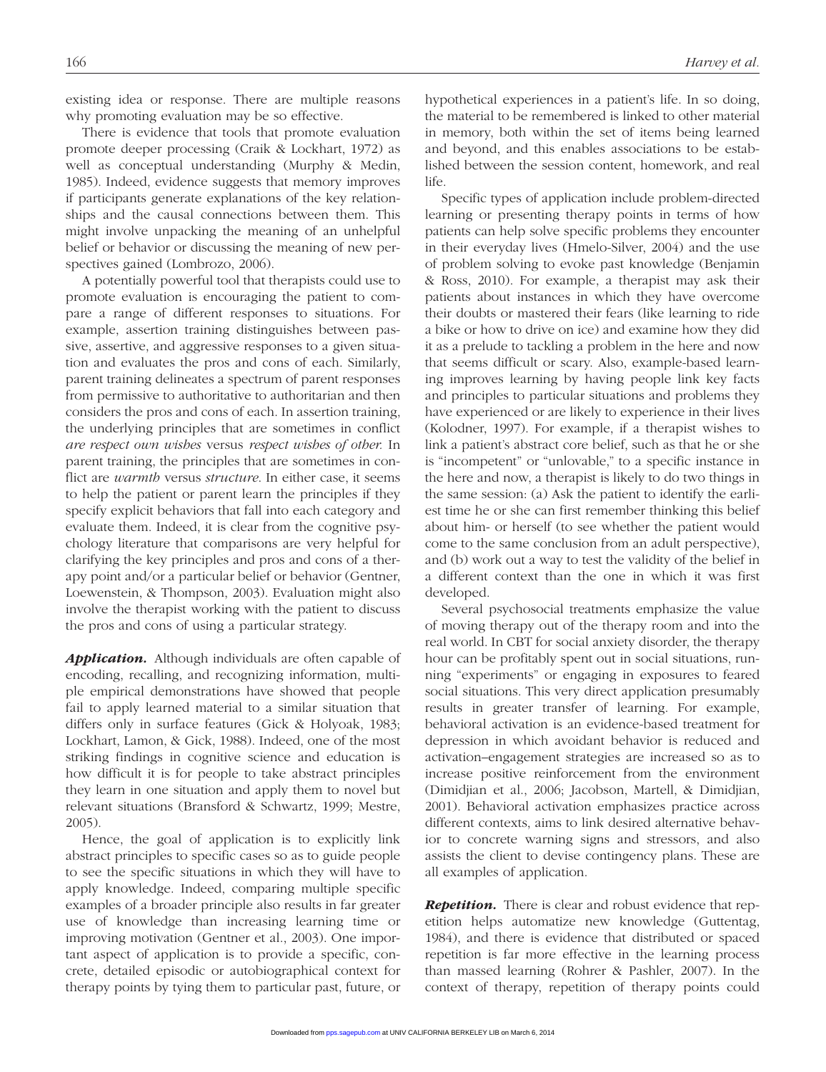existing idea or response. There are multiple reasons why promoting evaluation may be so effective.

There is evidence that tools that promote evaluation promote deeper processing (Craik & Lockhart, 1972) as well as conceptual understanding (Murphy & Medin, 1985). Indeed, evidence suggests that memory improves if participants generate explanations of the key relationships and the causal connections between them. This might involve unpacking the meaning of an unhelpful belief or behavior or discussing the meaning of new perspectives gained (Lombrozo, 2006).

A potentially powerful tool that therapists could use to promote evaluation is encouraging the patient to compare a range of different responses to situations. For example, assertion training distinguishes between passive, assertive, and aggressive responses to a given situation and evaluates the pros and cons of each. Similarly, parent training delineates a spectrum of parent responses from permissive to authoritative to authoritarian and then considers the pros and cons of each. In assertion training, the underlying principles that are sometimes in conflict *are respect own wishes* versus *respect wishes of other*. In parent training, the principles that are sometimes in conflict are *warmth* versus *structure*. In either case, it seems to help the patient or parent learn the principles if they specify explicit behaviors that fall into each category and evaluate them. Indeed, it is clear from the cognitive psychology literature that comparisons are very helpful for clarifying the key principles and pros and cons of a therapy point and/or a particular belief or behavior (Gentner, Loewenstein, & Thompson, 2003). Evaluation might also involve the therapist working with the patient to discuss the pros and cons of using a particular strategy.

***Application.*** Although individuals are often capable of encoding, recalling, and recognizing information, multiple empirical demonstrations have showed that people fail to apply learned material to a similar situation that differs only in surface features (Gick & Holyoak, 1983; Lockhart, Lamon, & Gick, 1988). Indeed, one of the most striking findings in cognitive science and education is how difficult it is for people to take abstract principles they learn in one situation and apply them to novel but relevant situations (Bransford & Schwartz, 1999; Mestre, 2005).

Hence, the goal of application is to explicitly link abstract principles to specific cases so as to guide people to see the specific situations in which they will have to apply knowledge. Indeed, comparing multiple specific examples of a broader principle also results in far greater use of knowledge than increasing learning time or improving motivation (Gentner et al., 2003). One important aspect of application is to provide a specific, concrete, detailed episodic or autobiographical context for therapy points by tying them to particular past, future, or hypothetical experiences in a patient's life. In so doing, the material to be remembered is linked to other material in memory, both within the set of items being learned and beyond, and this enables associations to be established between the session content, homework, and real life.

Specific types of application include problem-directed learning or presenting therapy points in terms of how patients can help solve specific problems they encounter in their everyday lives (Hmelo-Silver, 2004) and the use of problem solving to evoke past knowledge (Benjamin & Ross, 2010). For example, a therapist may ask their patients about instances in which they have overcome their doubts or mastered their fears (like learning to ride a bike or how to drive on ice) and examine how they did it as a prelude to tackling a problem in the here and now that seems difficult or scary. Also, example-based learning improves learning by having people link key facts and principles to particular situations and problems they have experienced or are likely to experience in their lives (Kolodner, 1997). For example, if a therapist wishes to link a patient's abstract core belief, such as that he or she is "incompetent" or "unlovable," to a specific instance in the here and now, a therapist is likely to do two things in the same session: (a) Ask the patient to identify the earliest time he or she can first remember thinking this belief about him- or herself (to see whether the patient would come to the same conclusion from an adult perspective), and (b) work out a way to test the validity of the belief in a different context than the one in which it was first developed.

Several psychosocial treatments emphasize the value of moving therapy out of the therapy room and into the real world. In CBT for social anxiety disorder, the therapy hour can be profitably spent out in social situations, running "experiments" or engaging in exposures to feared social situations. This very direct application presumably results in greater transfer of learning. For example, behavioral activation is an evidence-based treatment for depression in which avoidant behavior is reduced and activation–engagement strategies are increased so as to increase positive reinforcement from the environment (Dimidjian et al., 2006; Jacobson, Martell, & Dimidjian, 2001). Behavioral activation emphasizes practice across different contexts, aims to link desired alternative behavior to concrete warning signs and stressors, and also assists the client to devise contingency plans. These are all examples of application.

***Repetition.*** There is clear and robust evidence that repetition helps automatize new knowledge (Guttentag, 1984), and there is evidence that distributed or spaced repetition is far more effective in the learning process than massed learning (Rohrer & Pashler, 2007). In the context of therapy, repetition of therapy points could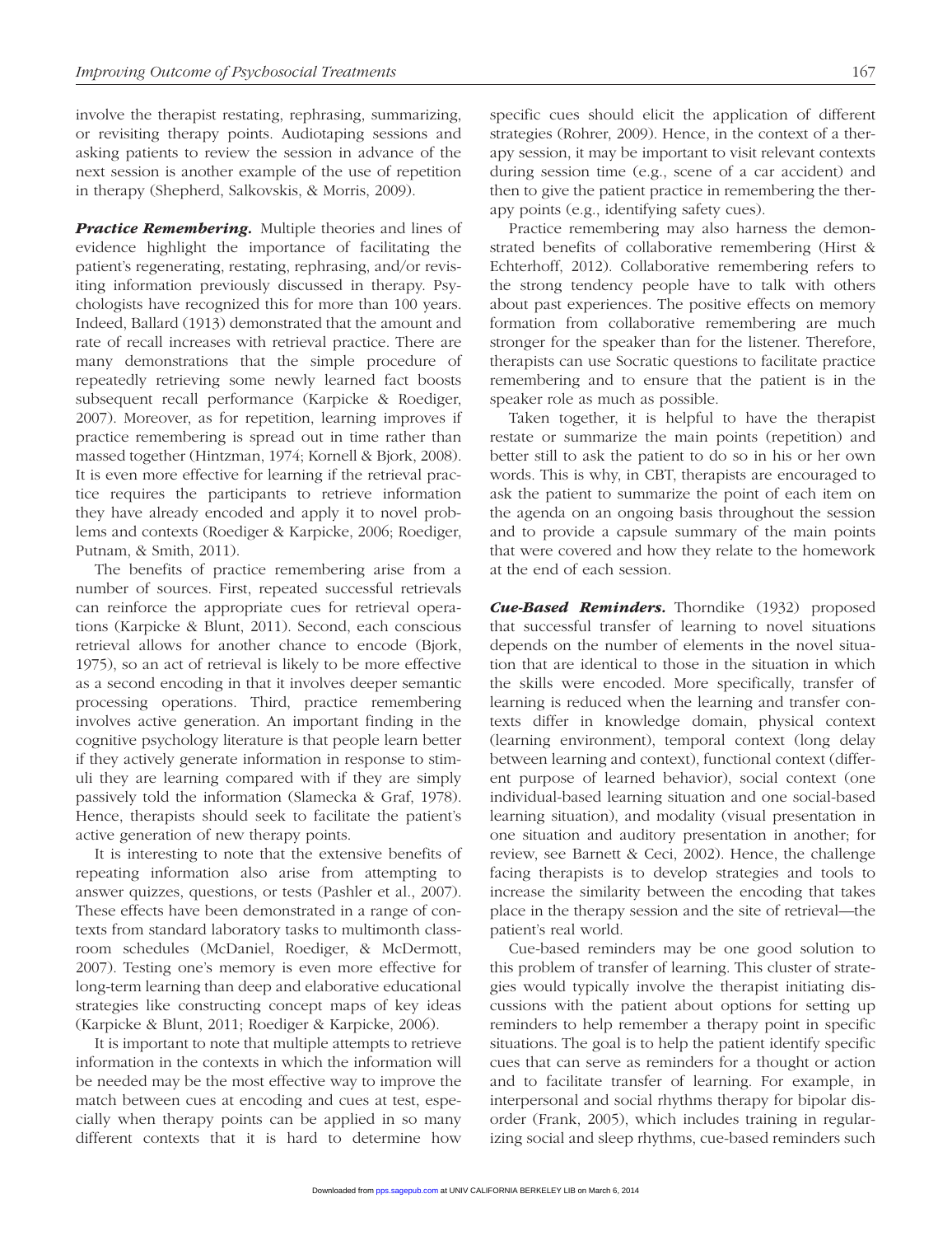involve the therapist restating, rephrasing, summarizing, or revisiting therapy points. Audiotaping sessions and asking patients to review the session in advance of the next session is another example of the use of repetition in therapy (Shepherd, Salkovskis, & Morris, 2009).

***Practice Remembering.*** Multiple theories and lines of evidence highlight the importance of facilitating the patient's regenerating, restating, rephrasing, and/or revisiting information previously discussed in therapy. Psychologists have recognized this for more than 100 years. Indeed, Ballard (1913) demonstrated that the amount and rate of recall increases with retrieval practice. There are many demonstrations that the simple procedure of repeatedly retrieving some newly learned fact boosts subsequent recall performance (Karpicke & Roediger, 2007). Moreover, as for repetition, learning improves if practice remembering is spread out in time rather than massed together (Hintzman, 1974; Kornell & Bjork, 2008). It is even more effective for learning if the retrieval practice requires the participants to retrieve information they have already encoded and apply it to novel problems and contexts (Roediger & Karpicke, 2006; Roediger, Putnam, & Smith, 2011).

The benefits of practice remembering arise from a number of sources. First, repeated successful retrievals can reinforce the appropriate cues for retrieval operations (Karpicke & Blunt, 2011). Second, each conscious retrieval allows for another chance to encode (Bjork, 1975), so an act of retrieval is likely to be more effective as a second encoding in that it involves deeper semantic processing operations. Third, practice remembering involves active generation. An important finding in the cognitive psychology literature is that people learn better if they actively generate information in response to stimuli they are learning compared with if they are simply passively told the information (Slamecka & Graf, 1978). Hence, therapists should seek to facilitate the patient's active generation of new therapy points.

It is interesting to note that the extensive benefits of repeating information also arise from attempting to answer quizzes, questions, or tests (Pashler et al., 2007). These effects have been demonstrated in a range of contexts from standard laboratory tasks to multimonth classroom schedules (McDaniel, Roediger, & McDermott, 2007). Testing one's memory is even more effective for long-term learning than deep and elaborative educational strategies like constructing concept maps of key ideas (Karpicke & Blunt, 2011; Roediger & Karpicke, 2006).

It is important to note that multiple attempts to retrieve information in the contexts in which the information will be needed may be the most effective way to improve the match between cues at encoding and cues at test, especially when therapy points can be applied in so many different contexts that it is hard to determine how specific cues should elicit the application of different strategies (Rohrer, 2009). Hence, in the context of a therapy session, it may be important to visit relevant contexts during session time (e.g., scene of a car accident) and then to give the patient practice in remembering the therapy points (e.g., identifying safety cues).

Practice remembering may also harness the demonstrated benefits of collaborative remembering (Hirst & Echterhoff, 2012). Collaborative remembering refers to the strong tendency people have to talk with others about past experiences. The positive effects on memory formation from collaborative remembering are much stronger for the speaker than for the listener. Therefore, therapists can use Socratic questions to facilitate practice remembering and to ensure that the patient is in the speaker role as much as possible.

Taken together, it is helpful to have the therapist restate or summarize the main points (repetition) and better still to ask the patient to do so in his or her own words. This is why, in CBT, therapists are encouraged to ask the patient to summarize the point of each item on the agenda on an ongoing basis throughout the session and to provide a capsule summary of the main points that were covered and how they relate to the homework at the end of each session.

***Cue-Based Reminders.*** Thorndike (1932) proposed that successful transfer of learning to novel situations depends on the number of elements in the novel situation that are identical to those in the situation in which the skills were encoded. More specifically, transfer of learning is reduced when the learning and transfer contexts differ in knowledge domain, physical context (learning environment), temporal context (long delay between learning and context), functional context (different purpose of learned behavior), social context (one individual-based learning situation and one social-based learning situation), and modality (visual presentation in one situation and auditory presentation in another; for review, see Barnett & Ceci, 2002). Hence, the challenge facing therapists is to develop strategies and tools to increase the similarity between the encoding that takes place in the therapy session and the site of retrieval—the patient's real world.

Cue-based reminders may be one good solution to this problem of transfer of learning. This cluster of strategies would typically involve the therapist initiating discussions with the patient about options for setting up reminders to help remember a therapy point in specific situations. The goal is to help the patient identify specific cues that can serve as reminders for a thought or action and to facilitate transfer of learning. For example, in interpersonal and social rhythms therapy for bipolar disorder (Frank, 2005), which includes training in regularizing social and sleep rhythms, cue-based reminders such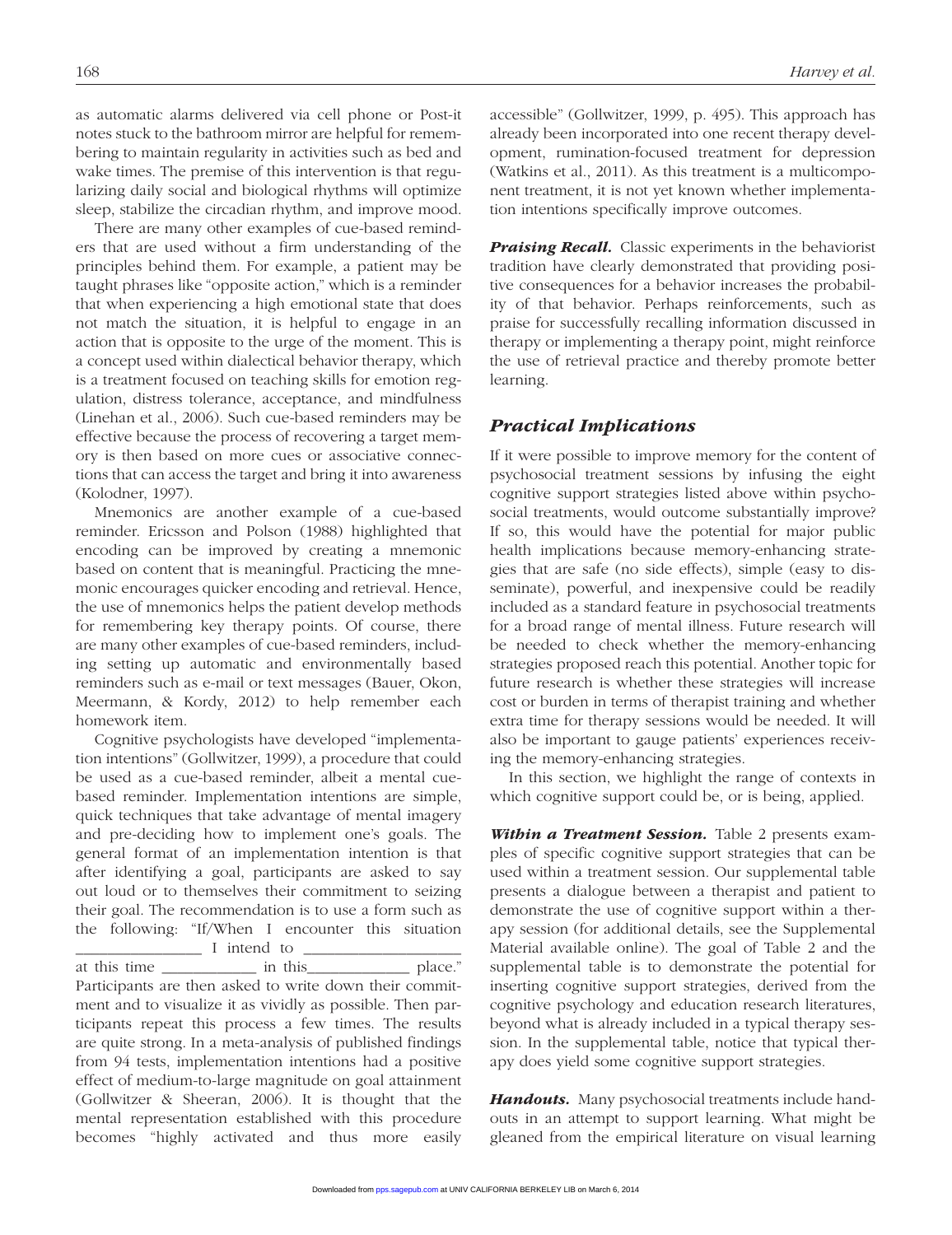as automatic alarms delivered via cell phone or Post-it notes stuck to the bathroom mirror are helpful for remembering to maintain regularity in activities such as bed and wake times. The premise of this intervention is that regularizing daily social and biological rhythms will optimize sleep, stabilize the circadian rhythm, and improve mood.

There are many other examples of cue-based reminders that are used without a firm understanding of the principles behind them. For example, a patient may be taught phrases like "opposite action," which is a reminder that when experiencing a high emotional state that does not match the situation, it is helpful to engage in an action that is opposite to the urge of the moment. This is a concept used within dialectical behavior therapy, which is a treatment focused on teaching skills for emotion regulation, distress tolerance, acceptance, and mindfulness (Linehan et al., 2006). Such cue-based reminders may be effective because the process of recovering a target memory is then based on more cues or associative connections that can access the target and bring it into awareness (Kolodner, 1997).

Mnemonics are another example of a cue-based reminder. Ericsson and Polson (1988) highlighted that encoding can be improved by creating a mnemonic based on content that is meaningful. Practicing the mnemonic encourages quicker encoding and retrieval. Hence, the use of mnemonics helps the patient develop methods for remembering key therapy points. Of course, there are many other examples of cue-based reminders, including setting up automatic and environmentally based reminders such as e-mail or text messages (Bauer, Okon, Meermann, & Kordy, 2012) to help remember each homework item.

Cognitive psychologists have developed "implementation intentions" (Gollwitzer, 1999), a procedure that could be used as a cue-based reminder, albeit a mental cue-based reminder. Implementation intentions are simple, quick techniques that take advantage of mental imagery and pre-deciding how to implement one's goals. The general format of an implementation intention is that after identifying a goal, participants are asked to say out loud or to themselves their commitment to seizing their goal. The recommendation is to use a form such as the following: "If/When I encounter this situation ________________ I intend to ____________________ at this time ____________ in this____________ place." Participants are then asked to write down their commitment and to visualize it as vividly as possible. Then participants repeat this process a few times. The results are quite strong. In a meta-analysis of published findings from 94 tests, implementation intentions had a positive effect of medium-to-large magnitude on goal attainment (Gollwitzer & Sheeran, 2006). It is thought that the mental representation established with this procedure becomes "highly activated and thus more easily accessible" (Gollwitzer, 1999, p. 495). This approach has already been incorporated into one recent therapy development, rumination-focused treatment for depression (Watkins et al., 2011). As this treatment is a multicomponent treatment, it is not yet known whether implementation intentions specifically improve outcomes.

***Praising Recall.*** Classic experiments in the behaviorist tradition have clearly demonstrated that providing positive consequences for a behavior increases the probability of that behavior. Perhaps reinforcements, such as praise for successfully recalling information discussed in therapy or implementing a therapy point, might reinforce the use of retrieval practice and thereby promote better learning.

## *Practical Implications*

If it were possible to improve memory for the content of psychosocial treatment sessions by infusing the eight cognitive support strategies listed above within psychosocial treatments, would outcome substantially improve? If so, this would have the potential for major public health implications because memory-enhancing strategies that are safe (no side effects), simple (easy to disseminate), powerful, and inexpensive could be readily included as a standard feature in psychosocial treatments for a broad range of mental illness. Future research will be needed to check whether the memory-enhancing strategies proposed reach this potential. Another topic for future research is whether these strategies will increase cost or burden in terms of therapist training and whether extra time for therapy sessions would be needed. It will also be important to gauge patients' experiences receiving the memory-enhancing strategies.

In this section, we highlight the range of contexts in which cognitive support could be, or is being, applied.

***Within a Treatment Session.*** Table 2 presents examples of specific cognitive support strategies that can be used within a treatment session. Our supplemental table presents a dialogue between a therapist and patient to demonstrate the use of cognitive support within a therapy session (for additional details, see the Supplemental Material available online). The goal of Table 2 and the supplemental table is to demonstrate the potential for inserting cognitive support strategies, derived from the cognitive psychology and education research literatures, beyond what is already included in a typical therapy session. In the supplemental table, notice that typical therapy does yield some cognitive support strategies.

***Handouts.*** Many psychosocial treatments include handouts in an attempt to support learning. What might be gleaned from the empirical literature on visual learning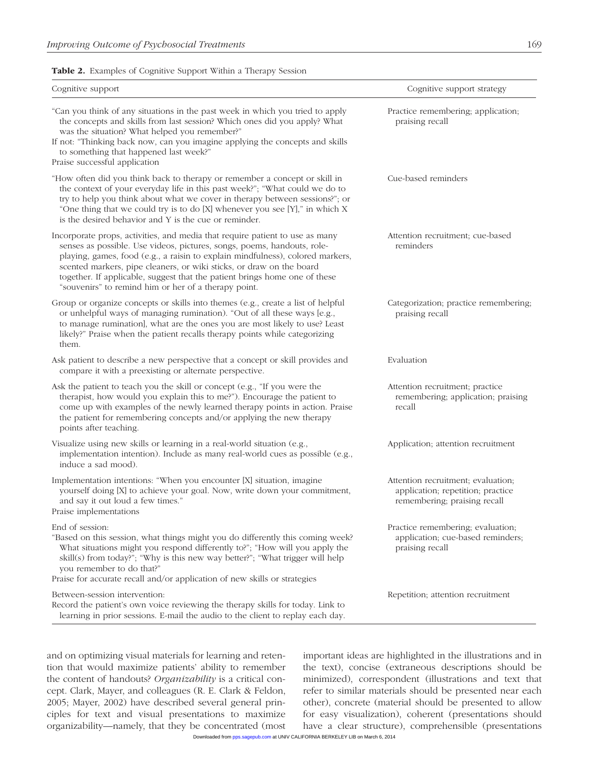**Table 2.** Examples of Cognitive Support Within a Therapy Session

| Cognitive support | Cognitive support strategy |
|---|---|
| "Can you think of any situations in the past week in which you tried to apply the concepts and skills from last session? Which ones did you apply? What was the situation? What helped you remember?" If not: "Thinking back now, can you imagine applying the concepts and skills to something that happened last week?" Praise successful application | Practice remembering; application; praising recall |
| "How often did you think back to therapy or remember a concept or skill in the context of your everyday life in this past week?"; "What could we do to try to help you think about what we cover in therapy between sessions?"; or "One thing that we could try is to do [X] whenever you see [Y]," in which X is the desired behavior and Y is the cue or reminder. | Cue-based reminders |
| Incorporate props, activities, and media that require patient to use as many senses as possible. Use videos, pictures, songs, poems, handouts, role-playing, games, food (e.g., a raisin to explain mindfulness), colored markers, scented markers, pipe cleaners, or wiki sticks, or draw on the board together. If applicable, suggest that the patient brings home one of these "souvenirs" to remind him or her of a therapy point. | Attention recruitment; cue-based reminders |
| Group or organize concepts or skills into themes (e.g., create a list of helpful or unhelpful ways of managing rumination). "Out of all these ways [e.g., to manage rumination], what are the ones you are most likely to use? Least likely?" Praise when the patient recalls therapy points while categorizing them. | Categorization; practice remembering; praising recall |
| Ask patient to describe a new perspective that a concept or skill provides and compare it with a preexisting or alternate perspective. | Evaluation |
| Ask the patient to teach you the skill or concept (e.g., "If you were the therapist, how would you explain this to me?"). Encourage the patient to come up with examples of the newly learned therapy points in action. Praise the patient for remembering concepts and/or applying the new therapy points after teaching. | Attention recruitment; practice remembering; application; praising recall |
| Visualize using new skills or learning in a real-world situation (e.g., implementation intention). Include as many real-world cues as possible (e.g., induce a sad mood). | Application; attention recruitment |
| Implementation intentions: "When you encounter [X] situation, imagine yourself doing [X] to achieve your goal. Now, write down your commitment, and say it out loud a few times." Praise implementations | Attention recruitment; evaluation; application; repetition; practice remembering; praising recall |
| End of session: "Based on this session, what things might you do differently this coming week? What situations might you respond differently to?"; "How will you apply the skill(s) from today?"; "Why is this new way better?"; "What trigger will help you remember to do that?" Praise for accurate recall and/or application of new skills or strategies | Practice remembering; evaluation; application; cue-based reminders; praising recall |
| Between-session intervention: Record the patient's own voice reviewing the therapy skills for today. Link to learning in prior sessions. E-mail the audio to the client to replay each day. | Repetition; attention recruitment |

and on optimizing visual materials for learning and retention that would maximize patients' ability to remember the content of handouts? *Organizability* is a critical concept. Clark, Mayer, and colleagues (R. E. Clark & Feldon, 2005; Mayer, 2002) have described several general principles for text and visual presentations to maximize organizability—namely, that they be concentrated (most important ideas are highlighted in the illustrations and in the text), concise (extraneous descriptions should be minimized), correspondent (illustrations and text that refer to similar materials should be presented near each other), concrete (material should be presented to allow for easy visualization), coherent (presentations should have a clear structure), comprehensible (presentations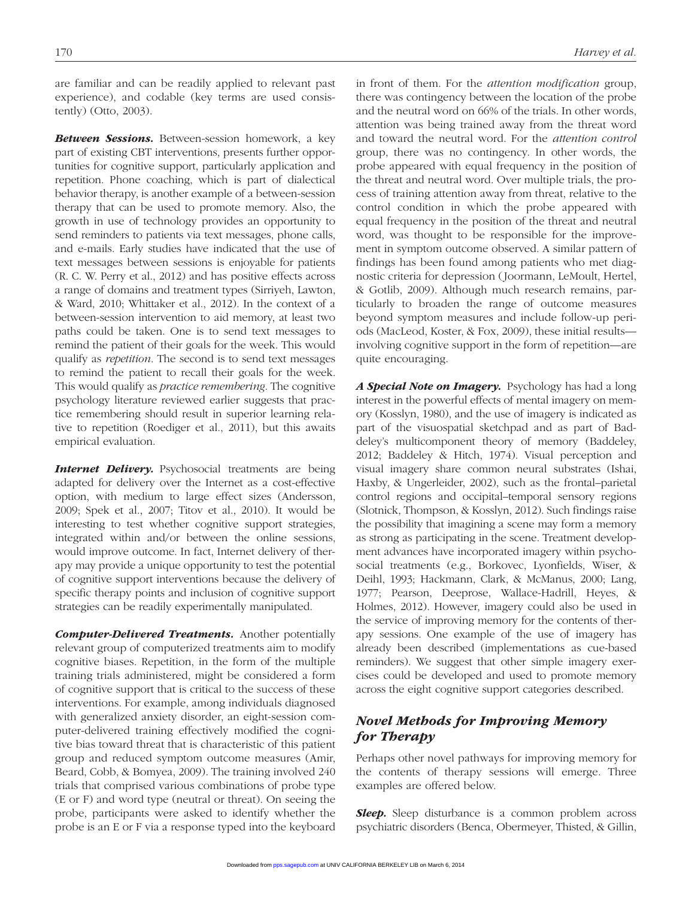are familiar and can be readily applied to relevant past experience), and codable (key terms are used consistently) (Otto, 2003).

***Between Sessions.*** Between-session homework, a key part of existing CBT interventions, presents further opportunities for cognitive support, particularly application and repetition. Phone coaching, which is part of dialectical behavior therapy, is another example of a between-session therapy that can be used to promote memory. Also, the growth in use of technology provides an opportunity to send reminders to patients via text messages, phone calls, and e-mails. Early studies have indicated that the use of text messages between sessions is enjoyable for patients (R. C. W. Perry et al., 2012) and has positive effects across a range of domains and treatment types (Sirriyeh, Lawton, & Ward, 2010; Whittaker et al., 2012). In the context of a between-session intervention to aid memory, at least two paths could be taken. One is to send text messages to remind the patient of their goals for the week. This would qualify as *repetition*. The second is to send text messages to remind the patient to recall their goals for the week. This would qualify as *practice remembering*. The cognitive psychology literature reviewed earlier suggests that practice remembering should result in superior learning relative to repetition (Roediger et al., 2011), but this awaits empirical evaluation.

***Internet Delivery.*** Psychosocial treatments are being adapted for delivery over the Internet as a cost-effective option, with medium to large effect sizes (Andersson, 2009; Spek et al., 2007; Titov et al., 2010). It would be interesting to test whether cognitive support strategies, integrated within and/or between the online sessions, would improve outcome. In fact, Internet delivery of therapy may provide a unique opportunity to test the potential of cognitive support interventions because the delivery of specific therapy points and inclusion of cognitive support strategies can be readily experimentally manipulated.

***Computer-Delivered Treatments.*** Another potentially relevant group of computerized treatments aim to modify cognitive biases. Repetition, in the form of the multiple training trials administered, might be considered a form of cognitive support that is critical to the success of these interventions. For example, among individuals diagnosed with generalized anxiety disorder, an eight-session computer-delivered training effectively modified the cognitive bias toward threat that is characteristic of this patient group and reduced symptom outcome measures (Amir, Beard, Cobb, & Bomyea, 2009). The training involved 240 trials that comprised various combinations of probe type (E or F) and word type (neutral or threat). On seeing the probe, participants were asked to identify whether the probe is an E or F via a response typed into the keyboard in front of them. For the *attention modification* group, there was contingency between the location of the probe and the neutral word on 66% of the trials. In other words, attention was being trained away from the threat word and toward the neutral word. For the *attention control* group, there was no contingency. In other words, the probe appeared with equal frequency in the position of the threat and neutral word. Over multiple trials, the process of training attention away from threat, relative to the control condition in which the probe appeared with equal frequency in the position of the threat and neutral word, was thought to be responsible for the improvement in symptom outcome observed. A similar pattern of findings has been found among patients who met diagnostic criteria for depression (Joormann, LeMoult, Hertel, & Gotlib, 2009). Although much research remains, particularly to broaden the range of outcome measures beyond symptom measures and include follow-up periods (MacLeod, Koster, & Fox, 2009), these initial results—involving cognitive support in the form of repetition—are quite encouraging.

***A Special Note on Imagery.*** Psychology has had a long interest in the powerful effects of mental imagery on memory (Kosslyn, 1980), and the use of imagery is indicated as part of the visuospatial sketchpad and as part of Baddeley's multicomponent theory of memory (Baddeley, 2012; Baddeley & Hitch, 1974). Visual perception and visual imagery share common neural substrates (Ishai, Haxby, & Ungerleider, 2002), such as the frontal–parietal control regions and occipital–temporal sensory regions (Slotnick, Thompson, & Kosslyn, 2012). Such findings raise the possibility that imagining a scene may form a memory as strong as participating in the scene. Treatment development advances have incorporated imagery within psychosocial treatments (e.g., Borkovec, Lyonfields, Wiser, & Deihl, 1993; Hackmann, Clark, & McManus, 2000; Lang, 1977; Pearson, Deeprose, Wallace-Hadrill, Heyes, & Holmes, 2012). However, imagery could also be used in the service of improving memory for the contents of therapy sessions. One example of the use of imagery has already been described (implementations as cue-based reminders). We suggest that other simple imagery exercises could be developed and used to promote memory across the eight cognitive support categories described.

## *Novel Methods for Improving Memory for Therapy*

Perhaps other novel pathways for improving memory for the contents of therapy sessions will emerge. Three examples are offered below.

***Sleep.*** Sleep disturbance is a common problem across psychiatric disorders (Benca, Obermeyer, Thisted, & Gillin,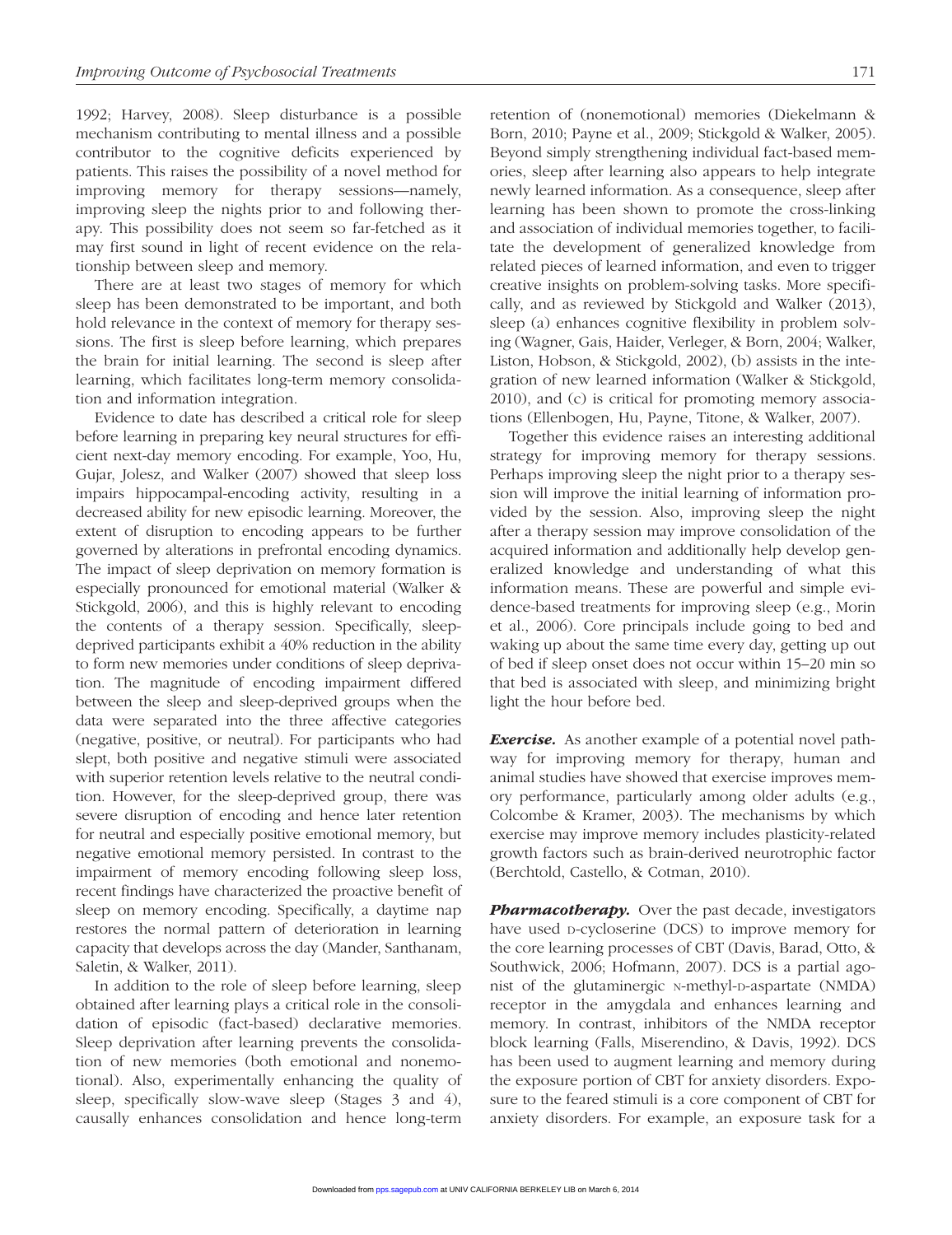1992; Harvey, 2008). Sleep disturbance is a possible mechanism contributing to mental illness and a possible contributor to the cognitive deficits experienced by patients. This raises the possibility of a novel method for improving memory for therapy sessions—namely, improving sleep the nights prior to and following therapy. This possibility does not seem so far-fetched as it may first sound in light of recent evidence on the relationship between sleep and memory.

There are at least two stages of memory for which sleep has been demonstrated to be important, and both hold relevance in the context of memory for therapy sessions. The first is sleep before learning, which prepares the brain for initial learning. The second is sleep after learning, which facilitates long-term memory consolidation and information integration.

Evidence to date has described a critical role for sleep before learning in preparing key neural structures for efficient next-day memory encoding. For example, Yoo, Hu, Gujar, Jolesz, and Walker (2007) showed that sleep loss impairs hippocampal-encoding activity, resulting in a decreased ability for new episodic learning. Moreover, the extent of disruption to encoding appears to be further governed by alterations in prefrontal encoding dynamics. The impact of sleep deprivation on memory formation is especially pronounced for emotional material (Walker & Stickgold, 2006), and this is highly relevant to encoding the contents of a therapy session. Specifically, sleep-deprived participants exhibit a 40% reduction in the ability to form new memories under conditions of sleep deprivation. The magnitude of encoding impairment differed between the sleep and sleep-deprived groups when the data were separated into the three affective categories (negative, positive, or neutral). For participants who had slept, both positive and negative stimuli were associated with superior retention levels relative to the neutral condition. However, for the sleep-deprived group, there was severe disruption of encoding and hence later retention for neutral and especially positive emotional memory, but negative emotional memory persisted. In contrast to the impairment of memory encoding following sleep loss, recent findings have characterized the proactive benefit of sleep on memory encoding. Specifically, a daytime nap restores the normal pattern of deterioration in learning capacity that develops across the day (Mander, Santhanam, Saletin, & Walker, 2011).

In addition to the role of sleep before learning, sleep obtained after learning plays a critical role in the consolidation of episodic (fact-based) declarative memories. Sleep deprivation after learning prevents the consolidation of new memories (both emotional and nonemotional). Also, experimentally enhancing the quality of sleep, specifically slow-wave sleep (Stages 3 and 4), causally enhances consolidation and hence long-term retention of (nonemotional) memories (Diekelmann & Born, 2010; Payne et al., 2009; Stickgold & Walker, 2005). Beyond simply strengthening individual fact-based memories, sleep after learning also appears to help integrate newly learned information. As a consequence, sleep after learning has been shown to promote the cross-linking and association of individual memories together, to facilitate the development of generalized knowledge from related pieces of learned information, and even to trigger creative insights on problem-solving tasks. More specifically, and as reviewed by Stickgold and Walker (2013), sleep (a) enhances cognitive flexibility in problem solving (Wagner, Gais, Haider, Verleger, & Born, 2004; Walker, Liston, Hobson, & Stickgold, 2002), (b) assists in the integration of new learned information (Walker & Stickgold, 2010), and (c) is critical for promoting memory associations (Ellenbogen, Hu, Payne, Titone, & Walker, 2007).

Together this evidence raises an interesting additional strategy for improving memory for therapy sessions. Perhaps improving sleep the night prior to a therapy session will improve the initial learning of information provided by the session. Also, improving sleep the night after a therapy session may improve consolidation of the acquired information and additionally help develop generalized knowledge and understanding of what this information means. These are powerful and simple evidence-based treatments for improving sleep (e.g., Morin et al., 2006). Core principals include going to bed and waking up about the same time every day, getting up out of bed if sleep onset does not occur within 15–20 min so that bed is associated with sleep, and minimizing bright light the hour before bed.

***Exercise.*** As another example of a potential novel pathway for improving memory for therapy, human and animal studies have showed that exercise improves memory performance, particularly among older adults (e.g., Colcombe & Kramer, 2003). The mechanisms by which exercise may improve memory includes plasticity-related growth factors such as brain-derived neurotrophic factor (Berchtold, Castello, & Cotman, 2010).

***Pharmacotherapy.*** Over the past decade, investigators have used D-cycloserine (DCS) to improve memory for the core learning processes of CBT (Davis, Barad, Otto, & Southwick, 2006; Hofmann, 2007). DCS is a partial agonist of the glutaminergic N-methyl-D-aspartate (NMDA) receptor in the amygdala and enhances learning and memory. In contrast, inhibitors of the NMDA receptor block learning (Falls, Miserendino, & Davis, 1992). DCS has been used to augment learning and memory during the exposure portion of CBT for anxiety disorders. Exposure to the feared stimuli is a core component of CBT for anxiety disorders. For example, an exposure task for a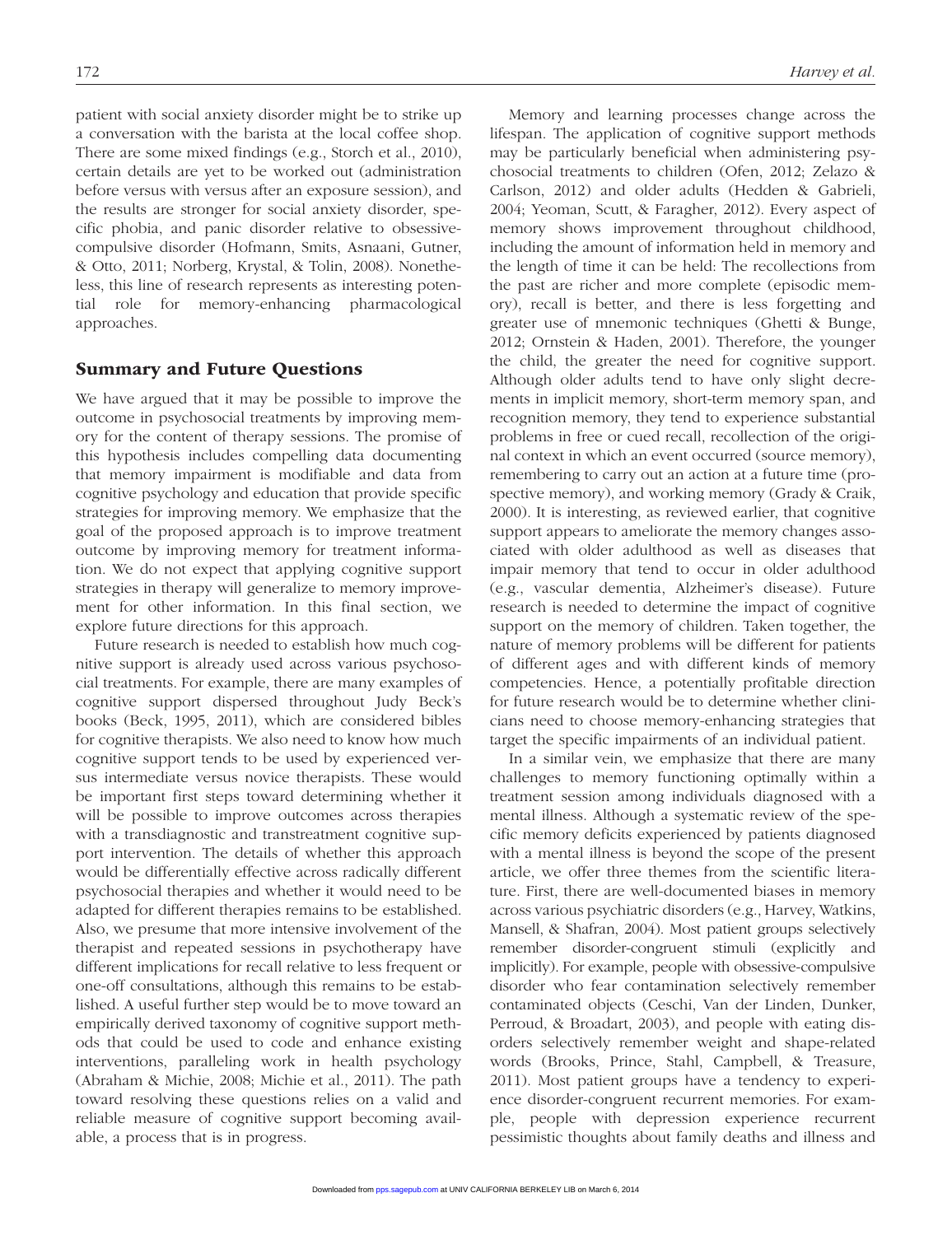patient with social anxiety disorder might be to strike up a conversation with the barista at the local coffee shop. There are some mixed findings (e.g., Storch et al., 2010), certain details are yet to be worked out (administration before versus with versus after an exposure session), and the results are stronger for social anxiety disorder, specific phobia, and panic disorder relative to obsessive-compulsive disorder (Hofmann, Smits, Asnaani, Gutner, & Otto, 2011; Norberg, Krystal, & Tolin, 2008). Nonetheless, this line of research represents as interesting potential role for memory-enhancing pharmacological approaches.

## Summary and Future Questions

We have argued that it may be possible to improve the outcome in psychosocial treatments by improving memory for the content of therapy sessions. The promise of this hypothesis includes compelling data documenting that memory impairment is modifiable and data from cognitive psychology and education that provide specific strategies for improving memory. We emphasize that the goal of the proposed approach is to improve treatment outcome by improving memory for treatment information. We do not expect that applying cognitive support strategies in therapy will generalize to memory improvement for other information. In this final section, we explore future directions for this approach.

Future research is needed to establish how much cognitive support is already used across various psychosocial treatments. For example, there are many examples of cognitive support dispersed throughout Judy Beck's books (Beck, 1995, 2011), which are considered bibles for cognitive therapists. We also need to know how much cognitive support tends to be used by experienced versus intermediate versus novice therapists. These would be important first steps toward determining whether it will be possible to improve outcomes across therapies with a transdiagnostic and transtreatment cognitive support intervention. The details of whether this approach would be differentially effective across radically different psychosocial therapies and whether it would need to be adapted for different therapies remains to be established. Also, we presume that more intensive involvement of the therapist and repeated sessions in psychotherapy have different implications for recall relative to less frequent or one-off consultations, although this remains to be established. A useful further step would be to move toward an empirically derived taxonomy of cognitive support methods that could be used to code and enhance existing interventions, paralleling work in health psychology (Abraham & Michie, 2008; Michie et al., 2011). The path toward resolving these questions relies on a valid and reliable measure of cognitive support becoming available, a process that is in progress.

Memory and learning processes change across the lifespan. The application of cognitive support methods may be particularly beneficial when administering psychosocial treatments to children (Ofen, 2012; Zelazo & Carlson, 2012) and older adults (Hedden & Gabrieli, 2004; Yeoman, Scutt, & Faragher, 2012). Every aspect of memory shows improvement throughout childhood, including the amount of information held in memory and the length of time it can be held: The recollections from the past are richer and more complete (episodic memory), recall is better, and there is less forgetting and greater use of mnemonic techniques (Ghetti & Bunge, 2012; Ornstein & Haden, 2001). Therefore, the younger the child, the greater the need for cognitive support. Although older adults tend to have only slight decrements in implicit memory, short-term memory span, and recognition memory, they tend to experience substantial problems in free or cued recall, recollection of the original context in which an event occurred (source memory), remembering to carry out an action at a future time (prospective memory), and working memory (Grady & Craik, 2000). It is interesting, as reviewed earlier, that cognitive support appears to ameliorate the memory changes associated with older adulthood as well as diseases that impair memory that tend to occur in older adulthood (e.g., vascular dementia, Alzheimer's disease). Future research is needed to determine the impact of cognitive support on the memory of children. Taken together, the nature of memory problems will be different for patients of different ages and with different kinds of memory competencies. Hence, a potentially profitable direction for future research would be to determine whether clinicians need to choose memory-enhancing strategies that target the specific impairments of an individual patient.

In a similar vein, we emphasize that there are many challenges to memory functioning optimally within a treatment session among individuals diagnosed with a mental illness. Although a systematic review of the specific memory deficits experienced by patients diagnosed with a mental illness is beyond the scope of the present article, we offer three themes from the scientific literature. First, there are well-documented biases in memory across various psychiatric disorders (e.g., Harvey, Watkins, Mansell, & Shafran, 2004). Most patient groups selectively remember disorder-congruent stimuli (explicitly and implicitly). For example, people with obsessive-compulsive disorder who fear contamination selectively remember contaminated objects (Ceschi, Van der Linden, Dunker, Perroud, & Broadart, 2003), and people with eating disorders selectively remember weight and shape-related words (Brooks, Prince, Stahl, Campbell, & Treasure, 2011). Most patient groups have a tendency to experience disorder-congruent recurrent memories. For example, people with depression experience recurrent pessimistic thoughts about family deaths and illness and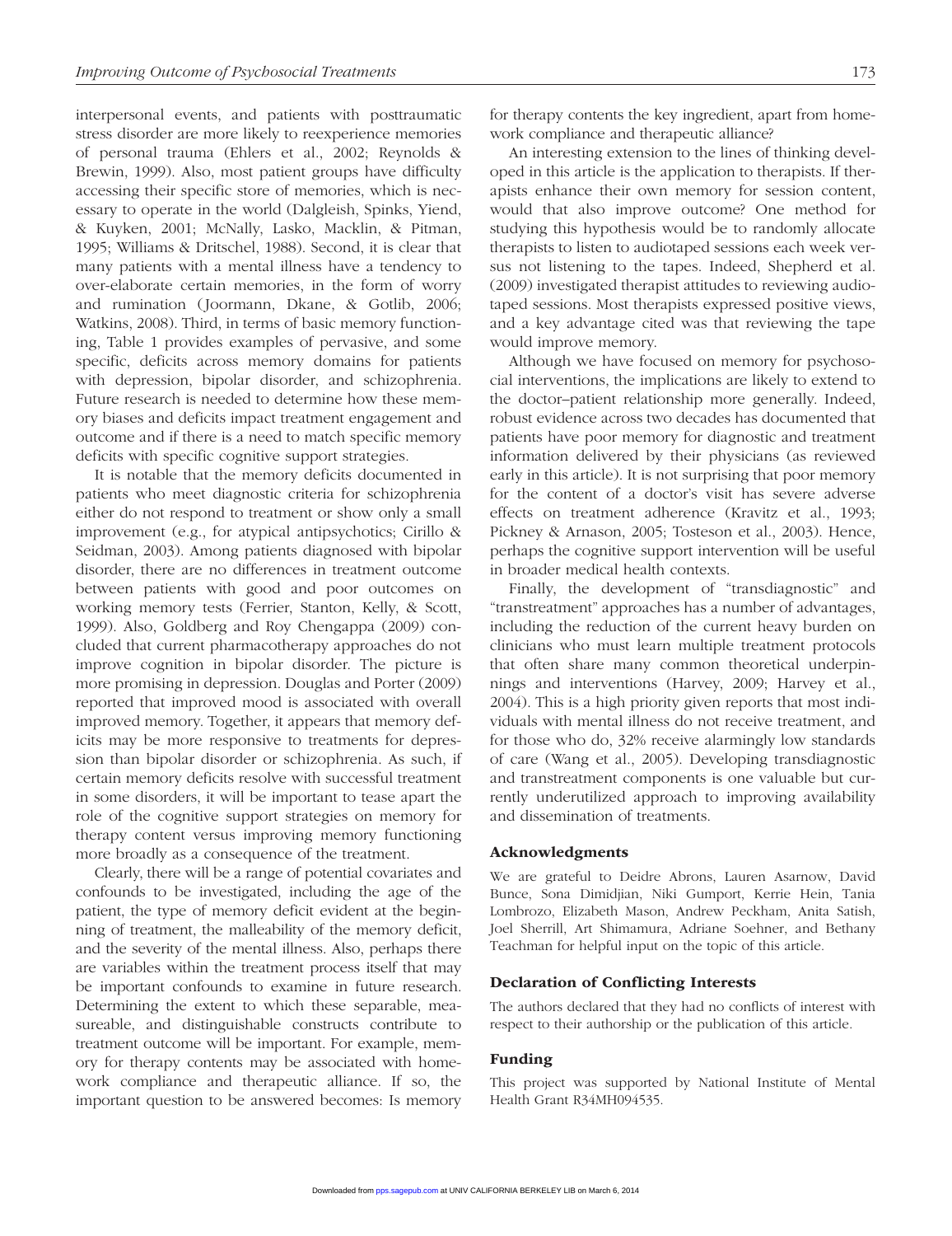interpersonal events, and patients with posttraumatic stress disorder are more likely to reexperience memories of personal trauma (Ehlers et al., 2002; Reynolds & Brewin, 1999). Also, most patient groups have difficulty accessing their specific store of memories, which is necessary to operate in the world (Dalgleish, Spinks, Yiend, & Kuyken, 2001; McNally, Lasko, Macklin, & Pitman, 1995; Williams & Dritschel, 1988). Second, it is clear that many patients with a mental illness have a tendency to over-elaborate certain memories, in the form of worry and rumination (Joormann, Dkane, & Gotlib, 2006; Watkins, 2008). Third, in terms of basic memory functioning, Table 1 provides examples of pervasive, and some specific, deficits across memory domains for patients with depression, bipolar disorder, and schizophrenia. Future research is needed to determine how these memory biases and deficits impact treatment engagement and outcome and if there is a need to match specific memory deficits with specific cognitive support strategies.

It is notable that the memory deficits documented in patients who meet diagnostic criteria for schizophrenia either do not respond to treatment or show only a small improvement (e.g., for atypical antipsychotics; Cirillo & Seidman, 2003). Among patients diagnosed with bipolar disorder, there are no differences in treatment outcome between patients with good and poor outcomes on working memory tests (Ferrier, Stanton, Kelly, & Scott, 1999). Also, Goldberg and Roy Chengappa (2009) concluded that current pharmacotherapy approaches do not improve cognition in bipolar disorder. The picture is more promising in depression. Douglas and Porter (2009) reported that improved mood is associated with overall improved memory. Together, it appears that memory deficits may be more responsive to treatments for depression than bipolar disorder or schizophrenia. As such, if certain memory deficits resolve with successful treatment in some disorders, it will be important to tease apart the role of the cognitive support strategies on memory for therapy content versus improving memory functioning more broadly as a consequence of the treatment.

Clearly, there will be a range of potential covariates and confounds to be investigated, including the age of the patient, the type of memory deficit evident at the beginning of treatment, the malleability of the memory deficit, and the severity of the mental illness. Also, perhaps there are variables within the treatment process itself that may be important confounds to examine in future research. Determining the extent to which these separable, measureable, and distinguishable constructs contribute to treatment outcome will be important. For example, memory for therapy contents may be associated with homework compliance and therapeutic alliance. If so, the important question to be answered becomes: Is memory for therapy contents the key ingredient, apart from homework compliance and therapeutic alliance?

An interesting extension to the lines of thinking developed in this article is the application to therapists. If therapists enhance their own memory for session content, would that also improve outcome? One method for studying this hypothesis would be to randomly allocate therapists to listen to audiotaped sessions each week versus not listening to the tapes. Indeed, Shepherd et al. (2009) investigated therapist attitudes to reviewing audiotaped sessions. Most therapists expressed positive views, and a key advantage cited was that reviewing the tape would improve memory.

Although we have focused on memory for psychosocial interventions, the implications are likely to extend to the doctor–patient relationship more generally. Indeed, robust evidence across two decades has documented that patients have poor memory for diagnostic and treatment information delivered by their physicians (as reviewed early in this article). It is not surprising that poor memory for the content of a doctor's visit has severe adverse effects on treatment adherence (Kravitz et al., 1993; Pickney & Arnason, 2005; Tosteson et al., 2003). Hence, perhaps the cognitive support intervention will be useful in broader medical health contexts.

Finally, the development of "transdiagnostic" and "transtreatment" approaches has a number of advantages, including the reduction of the current heavy burden on clinicians who must learn multiple treatment protocols that often share many common theoretical underpinnings and interventions (Harvey, 2009; Harvey et al., 2004). This is a high priority given reports that most individuals with mental illness do not receive treatment, and for those who do, 32% receive alarmingly low standards of care (Wang et al., 2005). Developing transdiagnostic and transtreatment components is one valuable but currently underutilized approach to improving availability and dissemination of treatments.

## Acknowledgments

We are grateful to Deidre Abrons, Lauren Asarnow, David Bunce, Sona Dimidjian, Niki Gumport, Kerrie Hein, Tania Lombrozo, Elizabeth Mason, Andrew Peckham, Anita Satish, Joel Sherrill, Art Shimamura, Adriane Soehner, and Bethany Teachman for helpful input on the topic of this article.

## Declaration of Conflicting Interests

The authors declared that they had no conflicts of interest with respect to their authorship or the publication of this article.

## Funding

This project was supported by National Institute of Mental Health Grant R34MH094535.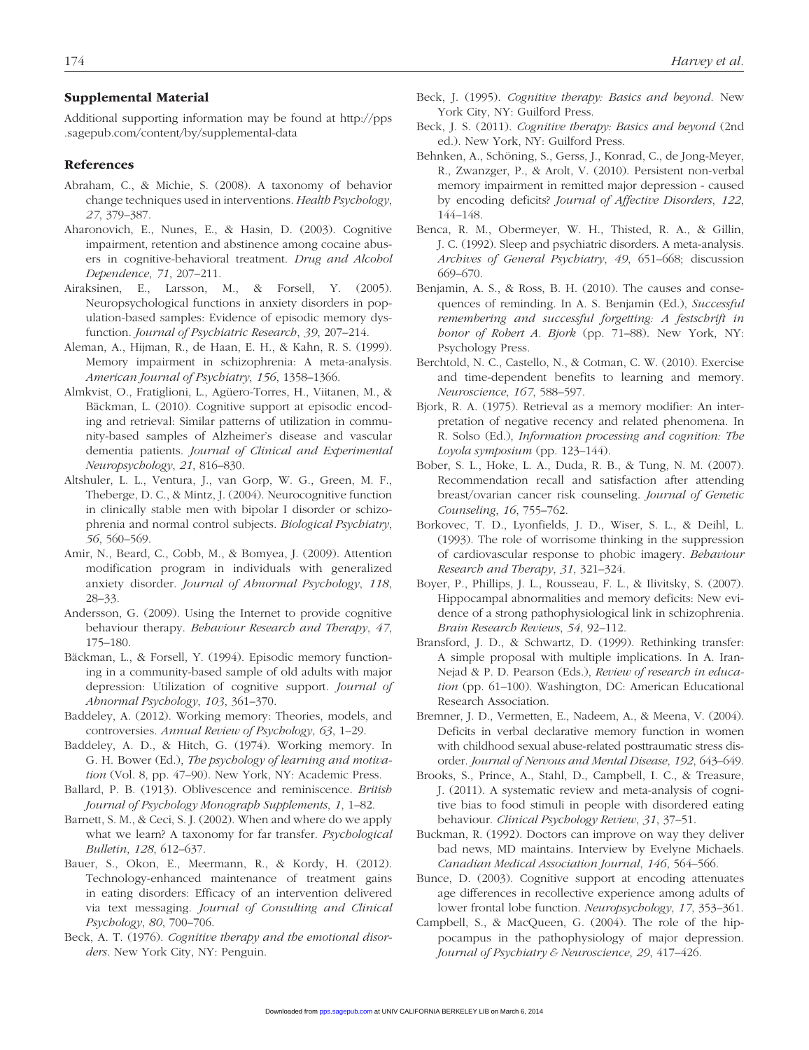## Supplemental Material

Additional supporting information may be found at http://pps.sagepub.com/content/by/supplemental-data

## References

Abraham, C., & Michie, S. (2008). A taxonomy of behavior change techniques used in interventions. *Health Psychology*, *27*, 379–387.

Aharonovich, E., Nunes, E., & Hasin, D. (2003). Cognitive impairment, retention and abstinence among cocaine abusers in cognitive-behavioral treatment. *Drug and Alcohol Dependence*, *71*, 207–211.

Airaksinen, E., Larsson, M., & Forsell, Y. (2005). Neuropsychological functions in anxiety disorders in population-based samples: Evidence of episodic memory dysfunction. *Journal of Psychiatric Research*, *39*, 207–214.

Aleman, A., Hijman, R., de Haan, E. H., & Kahn, R. S. (1999). Memory impairment in schizophrenia: A meta-analysis. *American Journal of Psychiatry*, *156*, 1358–1366.

Almkvist, O., Fratiglioni, L., Agüero-Torres, H., Viitanen, M., & Bäckman, L. (2010). Cognitive support at episodic encoding and retrieval: Similar patterns of utilization in community-based samples of Alzheimer's disease and vascular dementia patients. *Journal of Clinical and Experimental Neuropsychology*, *21*, 816–830.

Altshuler, L. L., Ventura, J., van Gorp, W. G., Green, M. F., Theberge, D. C., & Mintz, J. (2004). Neurocognitive function in clinically stable men with bipolar I disorder or schizophrenia and normal control subjects. *Biological Psychiatry*, *56*, 560–569.

Amir, N., Beard, C., Cobb, M., & Bomyea, J. (2009). Attention modification program in individuals with generalized anxiety disorder. *Journal of Abnormal Psychology*, *118*, 28–33.

Andersson, G. (2009). Using the Internet to provide cognitive behaviour therapy. *Behaviour Research and Therapy*, *47*, 175–180.

Bäckman, L., & Forsell, Y. (1994). Episodic memory functioning in a community-based sample of old adults with major depression: Utilization of cognitive support. *Journal of Abnormal Psychology*, *103*, 361–370.

Baddeley, A. (2012). Working memory: Theories, models, and controversies. *Annual Review of Psychology*, *63*, 1–29.

Baddeley, A. D., & Hitch, G. (1974). Working memory. In G. H. Bower (Ed.), *The psychology of learning and motivation* (Vol. 8, pp. 47–90). New York, NY: Academic Press.

Ballard, P. B. (1913). Oblivescence and reminiscence. *British Journal of Psychology Monograph Supplements*, *1*, 1–82.

Barnett, S. M., & Ceci, S. J. (2002). When and where do we apply what we learn? A taxonomy for far transfer. *Psychological Bulletin*, *128*, 612–637.

Bauer, S., Okon, E., Meermann, R., & Kordy, H. (2012). Technology-enhanced maintenance of treatment gains in eating disorders: Efficacy of an intervention delivered via text messaging. *Journal of Consulting and Clinical Psychology*, *80*, 700–706.

Beck, A. T. (1976). *Cognitive therapy and the emotional disorders*. New York City, NY: Penguin.

Beck, J. (1995). *Cognitive therapy: Basics and beyond*. New York City, NY: Guilford Press.

Beck, J. S. (2011). *Cognitive therapy: Basics and beyond* (2nd ed.). New York, NY: Guilford Press.

Behnken, A., Schöning, S., Gerss, J., Konrad, C., de Jong-Meyer, R., Zwanzger, P., & Arolt, V. (2010). Persistent non-verbal memory impairment in remitted major depression - caused by encoding deficits? *Journal of Affective Disorders*, *122*, 144–148.

Benca, R. M., Obermeyer, W. H., Thisted, R. A., & Gillin, J. C. (1992). Sleep and psychiatric disorders. A meta-analysis. *Archives of General Psychiatry*, *49*, 651–668; discussion 669–670.

Benjamin, A. S., & Ross, B. H. (2010). The causes and consequences of reminding. In A. S. Benjamin (Ed.), *Successful remembering and successful forgetting: A festschrift in honor of Robert A. Bjork* (pp. 71–88). New York, NY: Psychology Press.

Berchtold, N. C., Castello, N., & Cotman, C. W. (2010). Exercise and time-dependent benefits to learning and memory. *Neuroscience*, *167*, 588–597.

Bjork, R. A. (1975). Retrieval as a memory modifier: An interpretation of negative recency and related phenomena. In R. Solso (Ed.), *Information processing and cognition: The Loyola symposium* (pp. 123–144).

Bober, S. L., Hoke, L. A., Duda, R. B., & Tung, N. M. (2007). Recommendation recall and satisfaction after attending breast/ovarian cancer risk counseling. *Journal of Genetic Counseling*, *16*, 755–762.

Borkovec, T. D., Lyonfields, J. D., Wiser, S. L., & Deihl, L. (1993). The role of worrisome thinking in the suppression of cardiovascular response to phobic imagery. *Behaviour Research and Therapy*, *31*, 321–324.

Boyer, P., Phillips, J. L., Rousseau, F. L., & Ilivitsky, S. (2007). Hippocampal abnormalities and memory deficits: New evidence of a strong pathophysiological link in schizophrenia. *Brain Research Reviews*, *54*, 92–112.

Bransford, J. D., & Schwartz, D. (1999). Rethinking transfer: A simple proposal with multiple implications. In A. Iran-Nejad & P. D. Pearson (Eds.), *Review of research in education* (pp. 61–100). Washington, DC: American Educational Research Association.

Bremner, J. D., Vermetten, E., Nadeem, A., & Meena, V. (2004). Deficits in verbal declarative memory function in women with childhood sexual abuse-related posttraumatic stress disorder. *Journal of Nervous and Mental Disease*, *192*, 643–649.

Brooks, S., Prince, A., Stahl, D., Campbell, I. C., & Treasure, J. (2011). A systematic review and meta-analysis of cognitive bias to food stimuli in people with disordered eating behaviour. *Clinical Psychology Review*, *31*, 37–51.

Buckman, R. (1992). Doctors can improve on way they deliver bad news, MD maintains. Interview by Evelyne Michaels. *Canadian Medical Association Journal*, *146*, 564–566.

Bunce, D. (2003). Cognitive support at encoding attenuates age differences in recollective experience among adults of lower frontal lobe function. *Neuropsychology*, *17*, 353–361.

Campbell, S., & MacQueen, G. (2004). The role of the hippocampus in the pathophysiology of major depression. *Journal of Psychiatry & Neuroscience*, *29*, 417–426.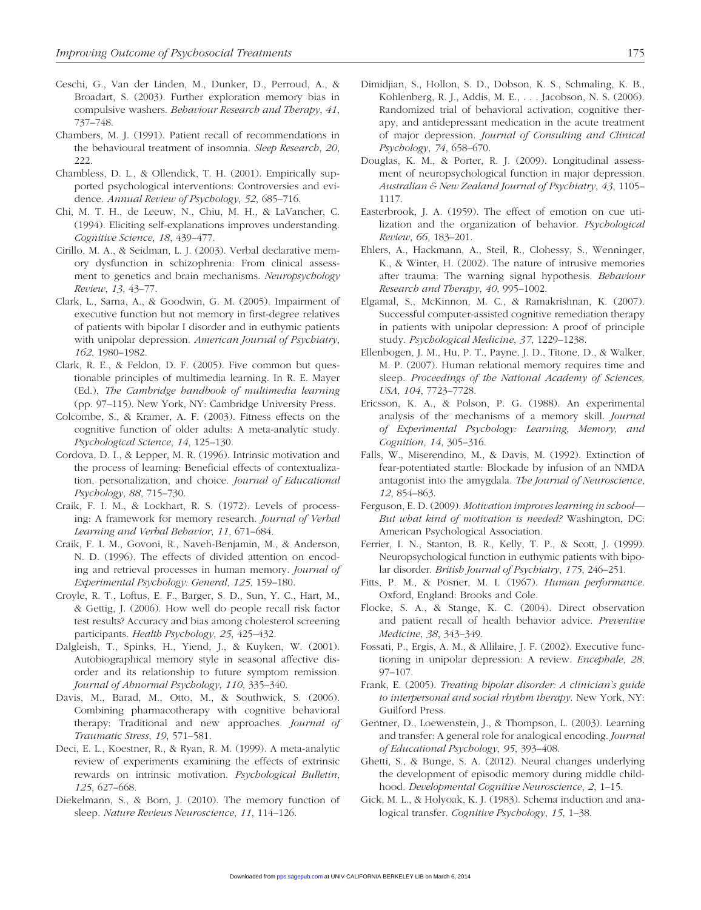Ceschi, G., Van der Linden, M., Dunker, D., Perroud, A., & Broadart, S. (2003). Further exploration memory bias in compulsive washers. *Behaviour Research and Therapy*, *41*, 737–748.

Chambers, M. J. (1991). Patient recall of recommendations in the behavioural treatment of insomnia. *Sleep Research*, *20*, 222.

Chambless, D. L., & Ollendick, T. H. (2001). Empirically supported psychological interventions: Controversies and evidence. *Annual Review of Psychology*, *52*, 685–716.

Chi, M. T. H., de Leeuw, N., Chiu, M. H., & LaVancher, C. (1994). Eliciting self-explanations improves understanding. *Cognitive Science*, *18*, 439–477.

Cirillo, M. A., & Seidman, L. J. (2003). Verbal declarative memory dysfunction in schizophrenia: From clinical assessment to genetics and brain mechanisms. *Neuropsychology Review*, *13*, 43–77.

Clark, L., Sarna, A., & Goodwin, G. M. (2005). Impairment of executive function but not memory in first-degree relatives of patients with bipolar I disorder and in euthymic patients with unipolar depression. *American Journal of Psychiatry*, *162*, 1980–1982.

Clark, R. E., & Feldon, D. F. (2005). Five common but questionable principles of multimedia learning. In R. E. Mayer (Ed.), *The Cambridge handbook of multimedia learning* (pp. 97–115). New York, NY: Cambridge University Press.

Colcombe, S., & Kramer, A. F. (2003). Fitness effects on the cognitive function of older adults: A meta-analytic study. *Psychological Science*, *14*, 125–130.

Cordova, D. I., & Lepper, M. R. (1996). Intrinsic motivation and the process of learning: Beneficial effects of contextualization, personalization, and choice. *Journal of Educational Psychology*, *88*, 715–730.

Craik, F. I. M., & Lockhart, R. S. (1972). Levels of processing: A framework for memory research. *Journal of Verbal Learning and Verbal Behavior*, *11*, 671–684.

Craik, F. I. M., Govoni, R., Naveh-Benjamin, M., & Anderson, N. D. (1996). The effects of divided attention on encoding and retrieval processes in human memory. *Journal of Experimental Psychology: General*, *125*, 159–180.

Croyle, R. T., Loftus, E. F., Barger, S. D., Sun, Y. C., Hart, M., & Gettig, J. (2006). How well do people recall risk factor test results? Accuracy and bias among cholesterol screening participants. *Health Psychology*, *25*, 425–432.

Dalgleish, T., Spinks, H., Yiend, J., & Kuyken, W. (2001). Autobiographical memory style in seasonal affective disorder and its relationship to future symptom remission. *Journal of Abnormal Psychology*, *110*, 335–340.

Davis, M., Barad, M., Otto, M., & Southwick, S. (2006). Combining pharmacotherapy with cognitive behavioral therapy: Traditional and new approaches. *Journal of Traumatic Stress*, *19*, 571–581.

Deci, E. L., Koestner, R., & Ryan, R. M. (1999). A meta-analytic review of experiments examining the effects of extrinsic rewards on intrinsic motivation. *Psychological Bulletin*, *125*, 627–668.

Diekelmann, S., & Born, J. (2010). The memory function of sleep. *Nature Reviews Neuroscience*, *11*, 114–126.

Dimidjian, S., Hollon, S. D., Dobson, K. S., Schmaling, K. B., Kohlenberg, R. J., Addis, M. E., . . . Jacobson, N. S. (2006). Randomized trial of behavioral activation, cognitive therapy, and antidepressant medication in the acute treatment of major depression. *Journal of Consulting and Clinical Psychology*, *74*, 658–670.

Douglas, K. M., & Porter, R. J. (2009). Longitudinal assessment of neuropsychological function in major depression. *Australian & New Zealand Journal of Psychiatry*, *43*, 1105–1117.

Easterbrook, J. A. (1959). The effect of emotion on cue utilization and the organization of behavior. *Psychological Review*, *66*, 183–201.

Ehlers, A., Hackmann, A., Steil, R., Clohessy, S., Wenninger, K., & Winter, H. (2002). The nature of intrusive memories after trauma: The warning signal hypothesis. *Behaviour Research and Therapy*, *40*, 995–1002.

Elgamal, S., McKinnon, M. C., & Ramakrishnan, K. (2007). Successful computer-assisted cognitive remediation therapy in patients with unipolar depression: A proof of principle study. *Psychological Medicine*, *37*, 1229–1238.

Ellenbogen, J. M., Hu, P. T., Payne, J. D., Titone, D., & Walker, M. P. (2007). Human relational memory requires time and sleep. *Proceedings of the National Academy of Sciences, USA*, *104*, 7723–7728.

Ericsson, K. A., & Polson, P. G. (1988). An experimental analysis of the mechanisms of a memory skill. *Journal of Experimental Psychology: Learning, Memory, and Cognition*, *14*, 305–316.

Falls, W., Miserendino, M., & Davis, M. (1992). Extinction of fear-potentiated startle: Blockade by infusion of an NMDA antagonist into the amygdala. *The Journal of Neuroscience*, *12*, 854–863.

Ferguson, E. D. (2009). *Motivation improves learning in school—But what kind of motivation is needed?* Washington, DC: American Psychological Association.

Ferrier, I. N., Stanton, B. R., Kelly, T. P., & Scott, J. (1999). Neuropsychological function in euthymic patients with bipolar disorder. *British Journal of Psychiatry*, *175*, 246–251.

Fitts, P. M., & Posner, M. I. (1967). *Human performance*. Oxford, England: Brooks and Cole.

Flocke, S. A., & Stange, K. C. (2004). Direct observation and patient recall of health behavior advice. *Preventive Medicine*, *38*, 343–349.

Fossati, P., Ergis, A. M., & Allilaire, J. F. (2002). Executive functioning in unipolar depression: A review. *Encephale*, *28*, 97–107.

Frank, E. (2005). *Treating bipolar disorder: A clinician's guide to interpersonal and social rhythm therapy*. New York, NY: Guilford Press.

Gentner, D., Loewenstein, J., & Thompson, L. (2003). Learning and transfer: A general role for analogical encoding. *Journal of Educational Psychology*, *95*, 393–408.

Ghetti, S., & Bunge, S. A. (2012). Neural changes underlying the development of episodic memory during middle childhood. *Developmental Cognitive Neuroscience*, *2*, 1–15.

Gick, M. L., & Holyoak, K. J. (1983). Schema induction and analogical transfer. *Cognitive Psychology*, *15*, 1–38.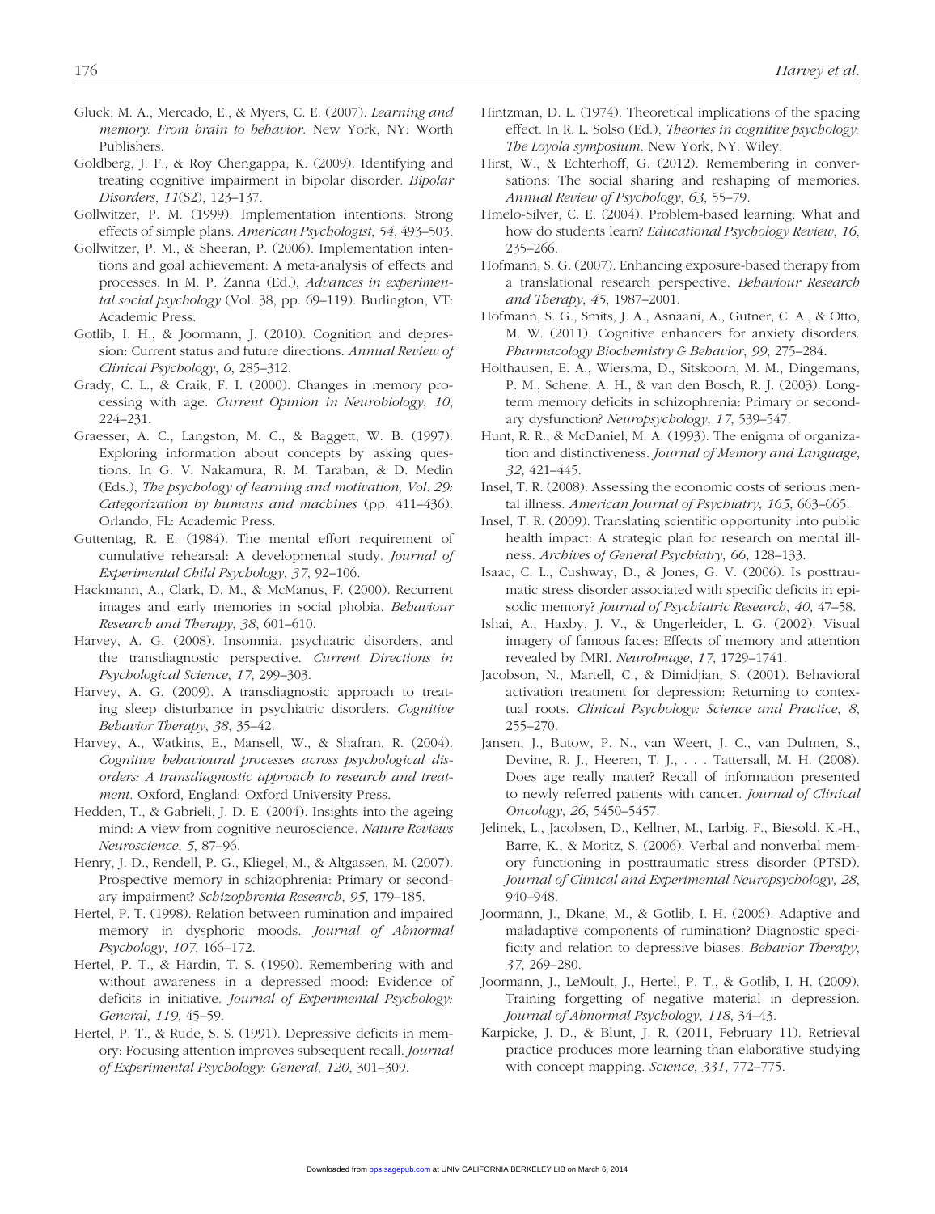Gluck, M. A., Mercado, E., & Myers, C. E. (2007). *Learning and memory: From brain to behavior*. New York, NY: Worth Publishers.

Goldberg, J. F., & Roy Chengappa, K. (2009). Identifying and treating cognitive impairment in bipolar disorder. *Bipolar Disorders*, *11*(S2), 123–137.

Gollwitzer, P. M. (1999). Implementation intentions: Strong effects of simple plans. *American Psychologist*, *54*, 493–503.

Gollwitzer, P. M., & Sheeran, P. (2006). Implementation intentions and goal achievement: A meta-analysis of effects and processes. In M. P. Zanna (Ed.), *Advances in experimental social psychology* (Vol. 38, pp. 69–119). Burlington, VT: Academic Press.

Gotlib, I. H., & Joormann, J. (2010). Cognition and depression: Current status and future directions. *Annual Review of Clinical Psychology*, *6*, 285–312.

Grady, C. L., & Craik, F. I. (2000). Changes in memory processing with age. *Current Opinion in Neurobiology*, *10*, 224–231.

Graesser, A. C., Langston, M. C., & Baggett, W. B. (1997). Exploring information about concepts by asking questions. In G. V. Nakamura, R. M. Taraban, & D. Medin (Eds.), *The psychology of learning and motivation, Vol. 29: Categorization by humans and machines* (pp. 411–436). Orlando, FL: Academic Press.

Guttentag, R. E. (1984). The mental effort requirement of cumulative rehearsal: A developmental study. *Journal of Experimental Child Psychology*, *37*, 92–106.

Hackmann, A., Clark, D. M., & McManus, F. (2000). Recurrent images and early memories in social phobia. *Behaviour Research and Therapy*, *38*, 601–610.

Harvey, A. G. (2008). Insomnia, psychiatric disorders, and the transdiagnostic perspective. *Current Directions in Psychological Science*, *17*, 299–303.

Harvey, A. G. (2009). A transdiagnostic approach to treating sleep disturbance in psychiatric disorders. *Cognitive Behavior Therapy*, *38*, 35–42.

Harvey, A., Watkins, E., Mansell, W., & Shafran, R. (2004). *Cognitive behavioural processes across psychological disorders: A transdiagnostic approach to research and treatment*. Oxford, England: Oxford University Press.

Hedden, T., & Gabrieli, J. D. E. (2004). Insights into the ageing mind: A view from cognitive neuroscience. *Nature Reviews Neuroscience*, *5*, 87–96.

Henry, J. D., Rendell, P. G., Kliegel, M., & Altgassen, M. (2007). Prospective memory in schizophrenia: Primary or secondary impairment? *Schizophrenia Research*, *95*, 179–185.

Hertel, P. T. (1998). Relation between rumination and impaired memory in dysphoric moods. *Journal of Abnormal Psychology*, *107*, 166–172.

Hertel, P. T., & Hardin, T. S. (1990). Remembering with and without awareness in a depressed mood: Evidence of deficits in initiative. *Journal of Experimental Psychology: General*, *119*, 45–59.

Hertel, P. T., & Rude, S. S. (1991). Depressive deficits in memory: Focusing attention improves subsequent recall. *Journal of Experimental Psychology: General*, *120*, 301–309.

Hintzman, D. L. (1974). Theoretical implications of the spacing effect. In R. L. Solso (Ed.), *Theories in cognitive psychology: The Loyola symposium*. New York, NY: Wiley.

Hirst, W., & Echterhoff, G. (2012). Remembering in conversations: The social sharing and reshaping of memories. *Annual Review of Psychology*, *63*, 55–79.

Hmelo-Silver, C. E. (2004). Problem-based learning: What and how do students learn? *Educational Psychology Review*, *16*, 235–266.

Hofmann, S. G. (2007). Enhancing exposure-based therapy from a translational research perspective. *Behaviour Research and Therapy*, *45*, 1987–2001.

Hofmann, S. G., Smits, J. A., Asnaani, A., Gutner, C. A., & Otto, M. W. (2011). Cognitive enhancers for anxiety disorders. *Pharmacology Biochemistry & Behavior*, *99*, 275–284.

Holthausen, E. A., Wiersma, D., Sitskoorn, M. M., Dingemans, P. M., Schene, A. H., & van den Bosch, R. J. (2003). Long-term memory deficits in schizophrenia: Primary or secondary dysfunction? *Neuropsychology*, *17*, 539–547.

Hunt, R. R., & McDaniel, M. A. (1993). The enigma of organization and distinctiveness. *Journal of Memory and Language*, *32*, 421–445.

Insel, T. R. (2008). Assessing the economic costs of serious mental illness. *American Journal of Psychiatry*, *165*, 663–665.

Insel, T. R. (2009). Translating scientific opportunity into public health impact: A strategic plan for research on mental illness. *Archives of General Psychiatry*, *66*, 128–133.

Isaac, C. L., Cushway, D., & Jones, G. V. (2006). Is posttraumatic stress disorder associated with specific deficits in episodic memory? *Journal of Psychiatric Research*, *40*, 47–58.

Ishai, A., Haxby, J. V., & Ungerleider, L. G. (2002). Visual imagery of famous faces: Effects of memory and attention revealed by fMRI. *NeuroImage*, *17*, 1729–1741.

Jacobson, N., Martell, C., & Dimidjian, S. (2001). Behavioral activation treatment for depression: Returning to contextual roots. *Clinical Psychology: Science and Practice*, *8*, 255–270.

Jansen, J., Butow, P. N., van Weert, J. C., van Dulmen, S., Devine, R. J., Heeren, T. J., . . . Tattersall, M. H. (2008). Does age really matter? Recall of information presented to newly referred patients with cancer. *Journal of Clinical Oncology*, *26*, 5450–5457.

Jelinek, L., Jacobsen, D., Kellner, M., Larbig, F., Biesold, K.-H., Barre, K., & Moritz, S. (2006). Verbal and nonverbal memory functioning in posttraumatic stress disorder (PTSD). *Journal of Clinical and Experimental Neuropsychology*, *28*, 940–948.

Joormann, J., Dkane, M., & Gotlib, I. H. (2006). Adaptive and maladaptive components of rumination? Diagnostic specificity and relation to depressive biases. *Behavior Therapy*, *37*, 269–280.

Joormann, J., LeMoult, J., Hertel, P. T., & Gotlib, I. H. (2009). Training forgetting of negative material in depression. *Journal of Abnormal Psychology*, *118*, 34–43.

Karpicke, J. D., & Blunt, J. R. (2011, February 11). Retrieval practice produces more learning than elaborative studying with concept mapping. *Science*, *331*, 772–775.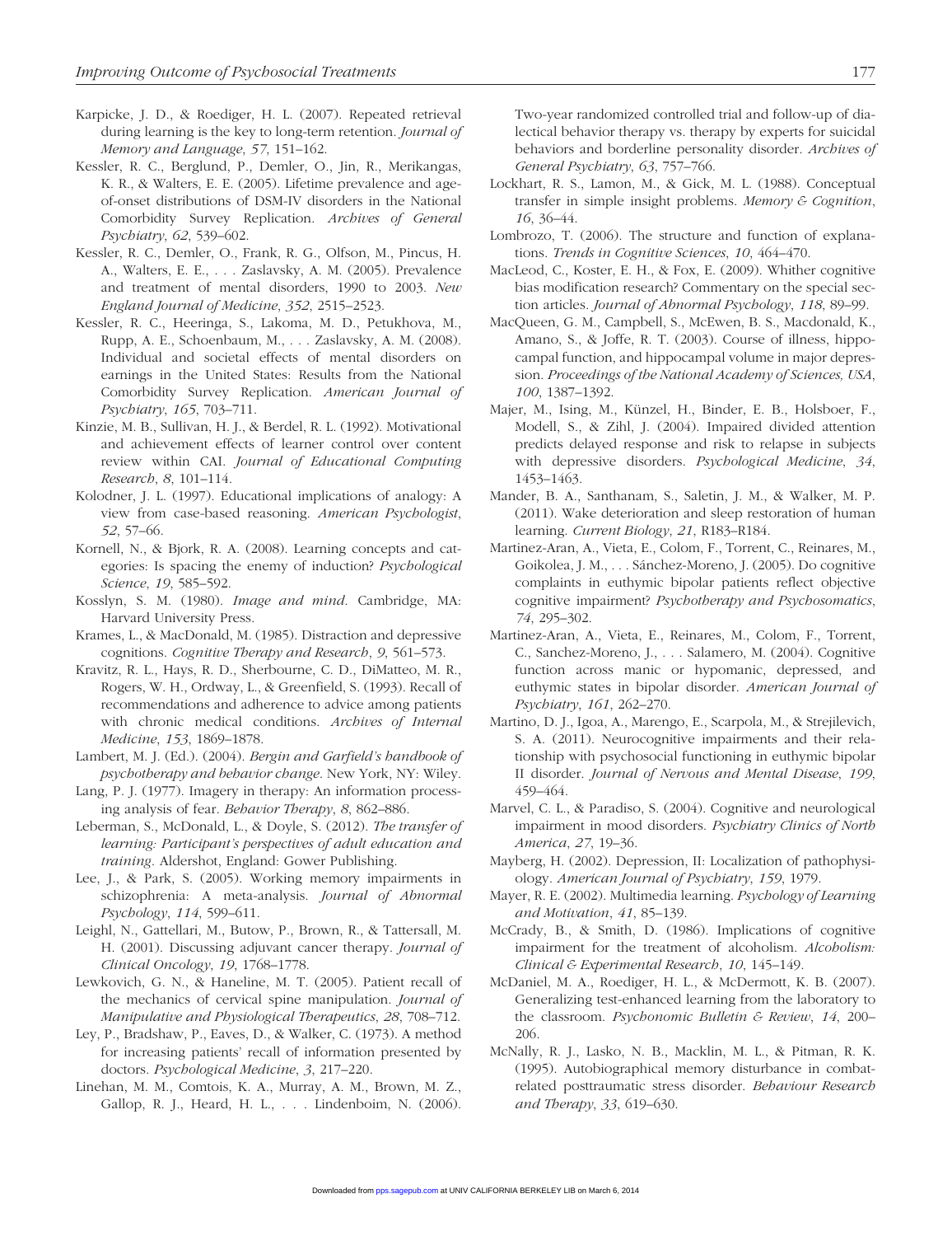Karpicke, J. D., & Roediger, H. L. (2007). Repeated retrieval during learning is the key to long-term retention. *Journal of Memory and Language*, *57*, 151–162.

Kessler, R. C., Berglund, P., Demler, O., Jin, R., Merikangas, K. R., & Walters, E. E. (2005). Lifetime prevalence and age-of-onset distributions of DSM-IV disorders in the National Comorbidity Survey Replication. *Archives of General Psychiatry*, *62*, 539–602.

Kessler, R. C., Demler, O., Frank, R. G., Olfson, M., Pincus, H. A., Walters, E. E., . . . Zaslavsky, A. M. (2005). Prevalence and treatment of mental disorders, 1990 to 2003. *New England Journal of Medicine*, *352*, 2515–2523.

Kessler, R. C., Heeringa, S., Lakoma, M. D., Petukhova, M., Rupp, A. E., Schoenbaum, M., . . . Zaslavsky, A. M. (2008). Individual and societal effects of mental disorders on earnings in the United States: Results from the National Comorbidity Survey Replication. *American Journal of Psychiatry*, *165*, 703–711.

Kinzie, M. B., Sullivan, H. J., & Berdel, R. L. (1992). Motivational and achievement effects of learner control over content review within CAI. *Journal of Educational Computing Research*, *8*, 101–114.

Kolodner, J. L. (1997). Educational implications of analogy: A view from case-based reasoning. *American Psychologist*, *52*, 57–66.

Kornell, N., & Bjork, R. A. (2008). Learning concepts and categories: Is spacing the enemy of induction? *Psychological Science*, *19*, 585–592.

Kosslyn, S. M. (1980). *Image and mind*. Cambridge, MA: Harvard University Press.

Krames, L., & MacDonald, M. (1985). Distraction and depressive cognitions. *Cognitive Therapy and Research*, *9*, 561–573.

Kravitz, R. L., Hays, R. D., Sherbourne, C. D., DiMatteo, M. R., Rogers, W. H., Ordway, L., & Greenfield, S. (1993). Recall of recommendations and adherence to advice among patients with chronic medical conditions. *Archives of Internal Medicine*, *153*, 1869–1878.

Lambert, M. J. (Ed.). (2004). *Bergin and Garfield's handbook of psychotherapy and behavior change*. New York, NY: Wiley.

Lang, P. J. (1977). Imagery in therapy: An information processing analysis of fear. *Behavior Therapy*, *8*, 862–886.

Leberman, S., McDonald, L., & Doyle, S. (2012). *The transfer of learning: Participant's perspectives of adult education and training*. Aldershot, England: Gower Publishing.

Lee, J., & Park, S. (2005). Working memory impairments in schizophrenia: A meta-analysis. *Journal of Abnormal Psychology*, *114*, 599–611.

Leighl, N., Gattellari, M., Butow, P., Brown, R., & Tattersall, M. H. (2001). Discussing adjuvant cancer therapy. *Journal of Clinical Oncology*, *19*, 1768–1778.

Lewkovich, G. N., & Haneline, M. T. (2005). Patient recall of the mechanics of cervical spine manipulation. *Journal of Manipulative and Physiological Therapeutics*, *28*, 708–712.

Ley, P., Bradshaw, P., Eaves, D., & Walker, C. (1973). A method for increasing patients' recall of information presented by doctors. *Psychological Medicine*, *3*, 217–220.

Linehan, M. M., Comtois, K. A., Murray, A. M., Brown, M. Z., Gallop, R. J., Heard, H. L., . . . Lindenboim, N. (2006). Two-year randomized controlled trial and follow-up of dialectical behavior therapy vs. therapy by experts for suicidal behaviors and borderline personality disorder. *Archives of General Psychiatry*, *63*, 757–766.

Lockhart, R. S., Lamon, M., & Gick, M. L. (1988). Conceptual transfer in simple insight problems. *Memory & Cognition*, *16*, 36–44.

Lombrozo, T. (2006). The structure and function of explanations. *Trends in Cognitive Sciences*, *10*, 464–470.

MacLeod, C., Koster, E. H., & Fox, E. (2009). Whither cognitive bias modification research? Commentary on the special section articles. *Journal of Abnormal Psychology*, *118*, 89–99.

MacQueen, G. M., Campbell, S., McEwen, B. S., Macdonald, K., Amano, S., & Joffe, R. T. (2003). Course of illness, hippocampal function, and hippocampal volume in major depression. *Proceedings of the National Academy of Sciences, USA*, *100*, 1387–1392.

Majer, M., Ising, M., Künzel, H., Binder, E. B., Holsboer, F., Modell, S., & Zihl, J. (2004). Impaired divided attention predicts delayed response and risk to relapse in subjects with depressive disorders. *Psychological Medicine*, *34*, 1453–1463.

Mander, B. A., Santhanam, S., Saletin, J. M., & Walker, M. P. (2011). Wake deterioration and sleep restoration of human learning. *Current Biology*, *21*, R183–R184.

Martinez-Aran, A., Vieta, E., Colom, F., Torrent, C., Reinares, M., Goikolea, J. M., . . . Sánchez-Moreno, J. (2005). Do cognitive complaints in euthymic bipolar patients reflect objective cognitive impairment? *Psychotherapy and Psychosomatics*, *74*, 295–302.

Martinez-Aran, A., Vieta, E., Reinares, M., Colom, F., Torrent, C., Sanchez-Moreno, J., . . . Salamero, M. (2004). Cognitive function across manic or hypomanic, depressed, and euthymic states in bipolar disorder. *American Journal of Psychiatry*, *161*, 262–270.

Martino, D. J., Igoa, A., Marengo, E., Scarpola, M., & Strejilevich, S. A. (2011). Neurocognitive impairments and their relationship with psychosocial functioning in euthymic bipolar II disorder. *Journal of Nervous and Mental Disease*, *199*, 459–464.

Marvel, C. L., & Paradiso, S. (2004). Cognitive and neurological impairment in mood disorders. *Psychiatry Clinics of North America*, *27*, 19–36.

Mayberg, H. (2002). Depression, II: Localization of pathophysiology. *American Journal of Psychiatry*, *159*, 1979.

Mayer, R. E. (2002). Multimedia learning. *Psychology of Learning and Motivation*, *41*, 85–139.

McCrady, B., & Smith, D. (1986). Implications of cognitive impairment for the treatment of alcoholism. *Alcoholism: Clinical & Experimental Research*, *10*, 145–149.

McDaniel, M. A., Roediger, H. L., & McDermott, K. B. (2007). Generalizing test-enhanced learning from the laboratory to the classroom. *Psychonomic Bulletin & Review*, *14*, 200–206.

McNally, R. J., Lasko, N. B., Macklin, M. L., & Pitman, R. K. (1995). Autobiographical memory disturbance in combat-related posttraumatic stress disorder. *Behaviour Research and Therapy*, *33*, 619–630.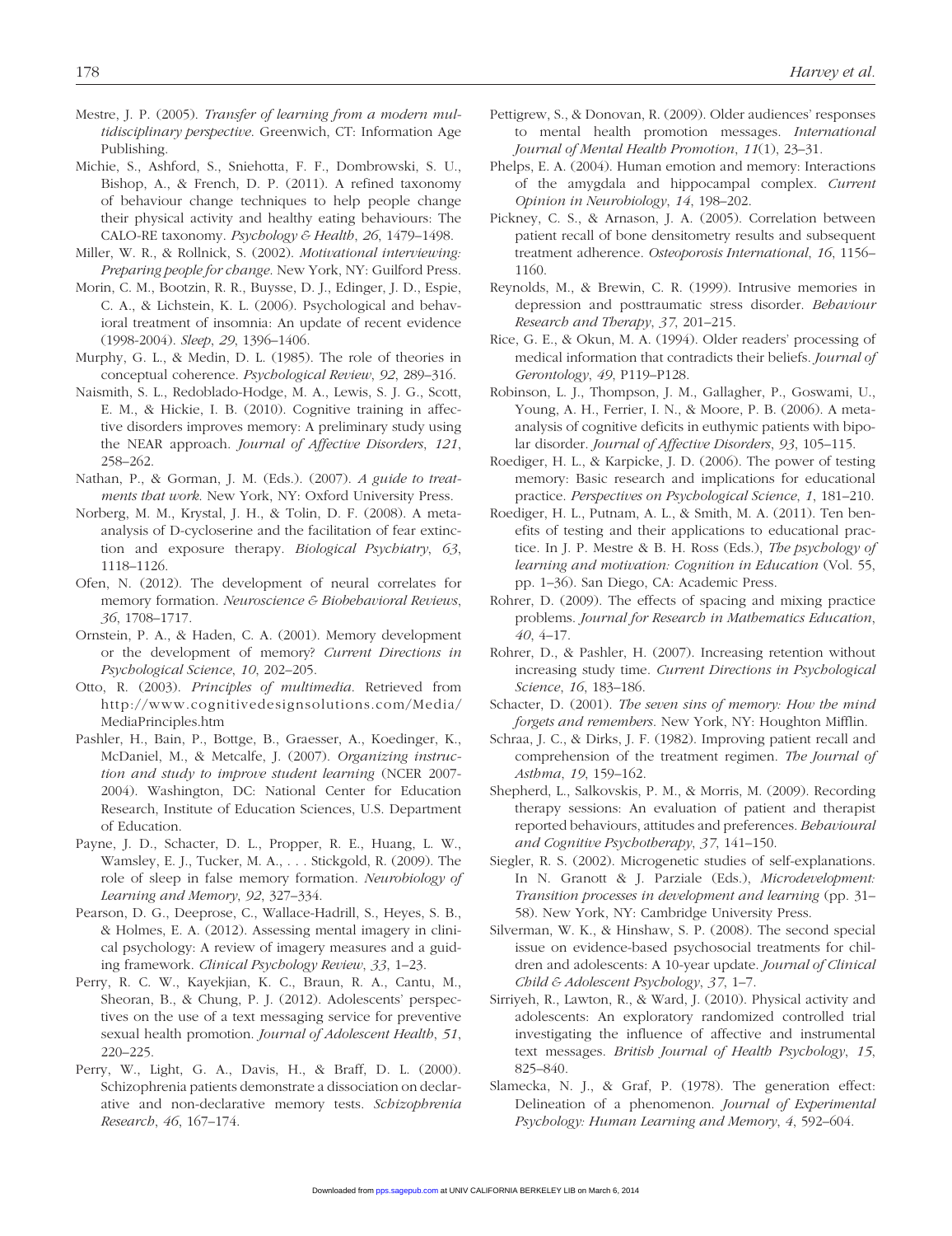Mestre, J. P. (2005). *Transfer of learning from a modern multidisciplinary perspective*. Greenwich, CT: Information Age Publishing.

Michie, S., Ashford, S., Sniehotta, F. F., Dombrowski, S. U., Bishop, A., & French, D. P. (2011). A refined taxonomy of behaviour change techniques to help people change their physical activity and healthy eating behaviours: The CALO-RE taxonomy. *Psychology & Health*, *26*, 1479–1498.

Miller, W. R., & Rollnick, S. (2002). *Motivational interviewing: Preparing people for change*. New York, NY: Guilford Press.

Morin, C. M., Bootzin, R. R., Buysse, D. J., Edinger, J. D., Espie, C. A., & Lichstein, K. L. (2006). Psychological and behavioral treatment of insomnia: An update of recent evidence (1998-2004). *Sleep*, *29*, 1396–1406.

Murphy, G. L., & Medin, D. L. (1985). The role of theories in conceptual coherence. *Psychological Review*, *92*, 289–316.

Naismith, S. L., Redoblado-Hodge, M. A., Lewis, S. J. G., Scott, E. M., & Hickie, I. B. (2010). Cognitive training in affective disorders improves memory: A preliminary study using the NEAR approach. *Journal of Affective Disorders*, *121*, 258–262.

Nathan, P., & Gorman, J. M. (Eds.). (2007). *A guide to treatments that work*. New York, NY: Oxford University Press.

Norberg, M. M., Krystal, J. H., & Tolin, D. F. (2008). A meta-analysis of D-cycloserine and the facilitation of fear extinction and exposure therapy. *Biological Psychiatry*, *63*, 1118–1126.

Ofen, N. (2012). The development of neural correlates for memory formation. *Neuroscience & Biobehavioral Reviews*, *36*, 1708–1717.

Ornstein, P. A., & Haden, C. A. (2001). Memory development or the development of memory? *Current Directions in Psychological Science*, *10*, 202–205.

Otto, R. (2003). *Principles of multimedia*. Retrieved from http://www.cognitivedesignsolutions.com/Media/MediaPrinciples.htm

Pashler, H., Bain, P., Bottge, B., Graesser, A., Koedinger, K., McDaniel, M., & Metcalfe, J. (2007). *Organizing instruction and study to improve student learning* (NCER 2007-2004). Washington, DC: National Center for Education Research, Institute of Education Sciences, U.S. Department of Education.

Payne, J. D., Schacter, D. L., Propper, R. E., Huang, L. W., Wamsley, E. J., Tucker, M. A., . . . Stickgold, R. (2009). The role of sleep in false memory formation. *Neurobiology of Learning and Memory*, *92*, 327–334.

Pearson, D. G., Deeprose, C., Wallace-Hadrill, S., Heyes, S. B., & Holmes, E. A. (2012). Assessing mental imagery in clinical psychology: A review of imagery measures and a guiding framework. *Clinical Psychology Review*, *33*, 1–23.

Perry, R. C. W., Kayekjian, K. C., Braun, R. A., Cantu, M., Sheoran, B., & Chung, P. J. (2012). Adolescents' perspectives on the use of a text messaging service for preventive sexual health promotion. *Journal of Adolescent Health*, *51*, 220–225.

Perry, W., Light, G. A., Davis, H., & Braff, D. L. (2000). Schizophrenia patients demonstrate a dissociation on declarative and non-declarative memory tests. *Schizophrenia Research*, *46*, 167–174.

Pettigrew, S., & Donovan, R. (2009). Older audiences' responses to mental health promotion messages. *International Journal of Mental Health Promotion*, *11*(1), 23–31.

Phelps, E. A. (2004). Human emotion and memory: Interactions of the amygdala and hippocampal complex. *Current Opinion in Neurobiology*, *14*, 198–202.

Pickney, C. S., & Arnason, J. A. (2005). Correlation between patient recall of bone densitometry results and subsequent treatment adherence. *Osteoporosis International*, *16*, 1156–1160.

Reynolds, M., & Brewin, C. R. (1999). Intrusive memories in depression and posttraumatic stress disorder. *Behaviour Research and Therapy*, *37*, 201–215.

Rice, G. E., & Okun, M. A. (1994). Older readers' processing of medical information that contradicts their beliefs. *Journal of Gerontology*, *49*, P119–P128.

Robinson, L. J., Thompson, J. M., Gallagher, P., Goswami, U., Young, A. H., Ferrier, I. N., & Moore, P. B. (2006). A meta-analysis of cognitive deficits in euthymic patients with bipolar disorder. *Journal of Affective Disorders*, *93*, 105–115.

Roediger, H. L., & Karpicke, J. D. (2006). The power of testing memory: Basic research and implications for educational practice. *Perspectives on Psychological Science*, *1*, 181–210.

Roediger, H. L., Putnam, A. L., & Smith, M. A. (2011). Ten benefits of testing and their applications to educational practice. In J. P. Mestre & B. H. Ross (Eds.), *The psychology of learning and motivation: Cognition in Education* (Vol. 55, pp. 1–36). San Diego, CA: Academic Press.

Rohrer, D. (2009). The effects of spacing and mixing practice problems. *Journal for Research in Mathematics Education*, *40*, 4–17.

Rohrer, D., & Pashler, H. (2007). Increasing retention without increasing study time. *Current Directions in Psychological Science*, *16*, 183–186.

Schacter, D. (2001). *The seven sins of memory: How the mind forgets and remembers*. New York, NY: Houghton Mifflin.

Schraa, J. C., & Dirks, J. F. (1982). Improving patient recall and comprehension of the treatment regimen. *The Journal of Asthma*, *19*, 159–162.

Shepherd, L., Salkovskis, P. M., & Morris, M. (2009). Recording therapy sessions: An evaluation of patient and therapist reported behaviours, attitudes and preferences. *Behavioural and Cognitive Psychotherapy*, *37*, 141–150.

Siegler, R. S. (2002). Microgenetic studies of self-explanations. In N. Granott & J. Parziale (Eds.), *Microdevelopment: Transition processes in development and learning* (pp. 31–58). New York, NY: Cambridge University Press.

Silverman, W. K., & Hinshaw, S. P. (2008). The second special issue on evidence-based psychosocial treatments for children and adolescents: A 10-year update. *Journal of Clinical Child & Adolescent Psychology*, *37*, 1–7.

Sirriyeh, R., Lawton, R., & Ward, J. (2010). Physical activity and adolescents: An exploratory randomized controlled trial investigating the influence of affective and instrumental text messages. *British Journal of Health Psychology*, *15*, 825–840.

Slamecka, N. J., & Graf, P. (1978). The generation effect: Delineation of a phenomenon. *Journal of Experimental Psychology: Human Learning and Memory*, *4*, 592–604.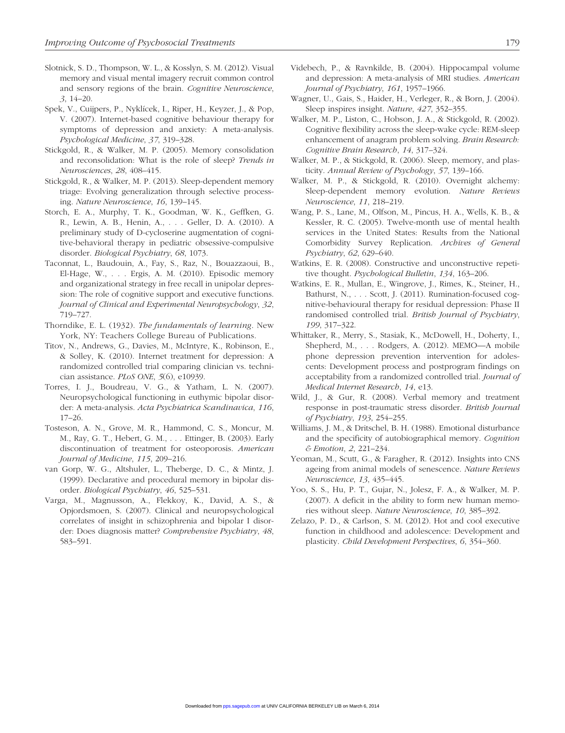Slotnick, S. D., Thompson, W. L., & Kosslyn, S. M. (2012). Visual memory and visual mental imagery recruit common control and sensory regions of the brain. *Cognitive Neuroscience*, *3*, 14–20.

Spek, V., Cuijpers, P., Nyklícek, I., Riper, H., Keyzer, J., & Pop, V. (2007). Internet-based cognitive behaviour therapy for symptoms of depression and anxiety: A meta-analysis. *Psychological Medicine*, *37*, 319–328.

Stickgold, R., & Walker, M. P. (2005). Memory consolidation and reconsolidation: What is the role of sleep? *Trends in Neurosciences*, *28*, 408–415.

Stickgold, R., & Walker, M. P. (2013). Sleep-dependent memory triage: Evolving generalization through selective processing. *Nature Neuroscience*, *16*, 139–145.

Storch, E. A., Murphy, T. K., Goodman, W. K., Geffken, G. R., Lewin, A. B., Henin, A., . . . Geller, D. A. (2010). A preliminary study of D-cycloserine augmentation of cognitive-behavioral therapy in pediatric obsessive-compulsive disorder. *Biological Psychiatry*, *68*, 1073.

Taconnat, L., Baudouin, A., Fay, S., Raz, N., Bouazzaoui, B., El-Hage, W., . . . Ergis, A. M. (2010). Episodic memory and organizational strategy in free recall in unipolar depression: The role of cognitive support and executive functions. *Journal of Clinical and Experimental Neuropsychology*, *32*, 719–727.

Thorndike, E. L. (1932). *The fundamentals of learning*. New York, NY: Teachers College Bureau of Publications.

Titov, N., Andrews, G., Davies, M., McIntyre, K., Robinson, E., & Solley, K. (2010). Internet treatment for depression: A randomized controlled trial comparing clinician vs. technician assistance. *PLoS ONE*, *5*(6), e10939.

Torres, I. J., Boudreau, V. G., & Yatham, L. N. (2007). Neuropsychological functioning in euthymic bipolar disorder: A meta-analysis. *Acta Psychiatrica Scandinavica*, *116*, 17–26.

Tosteson, A. N., Grove, M. R., Hammond, C. S., Moncur, M. M., Ray, G. T., Hebert, G. M., . . . Ettinger, B. (2003). Early discontinuation of treatment for osteoporosis. *American Journal of Medicine*, *115*, 209–216.

van Gorp, W. G., Altshuler, L., Theberge, D. C., & Mintz, J. (1999). Declarative and procedural memory in bipolar disorder. *Biological Psychiatry*, *46*, 525–531.

Varga, M., Magnusson, A., Flekkoy, K., David, A. S., & Opjordsmoen, S. (2007). Clinical and neuropsychological correlates of insight in schizophrenia and bipolar I disorder: Does diagnosis matter? *Comprehensive Psychiatry*, *48*, 583–591.

Videbech, P., & Ravnkilde, B. (2004). Hippocampal volume and depression: A meta-analysis of MRI studies. *American Journal of Psychiatry*, *161*, 1957–1966.

Wagner, U., Gais, S., Haider, H., Verleger, R., & Born, J. (2004). Sleep inspires insight. *Nature*, *427*, 352–355.

Walker, M. P., Liston, C., Hobson, J. A., & Stickgold, R. (2002). Cognitive flexibility across the sleep-wake cycle: REM-sleep enhancement of anagram problem solving. *Brain Research: Cognitive Brain Research*, *14*, 317–324.

Walker, M. P., & Stickgold, R. (2006). Sleep, memory, and plasticity. *Annual Review of Psychology*, *57*, 139–166.

Walker, M. P., & Stickgold, R. (2010). Overnight alchemy: Sleep-dependent memory evolution. *Nature Reviews Neuroscience*, *11*, 218–219.

Wang, P. S., Lane, M., Olfson, M., Pincus, H. A., Wells, K. B., & Kessler, R. C. (2005). Twelve-month use of mental health services in the United States: Results from the National Comorbidity Survey Replication. *Archives of General Psychiatry*, *62*, 629–640.

Watkins, E. R. (2008). Constructive and unconstructive repetitive thought. *Psychological Bulletin*, *134*, 163–206.

Watkins, E. R., Mullan, E., Wingrove, J., Rimes, K., Steiner, H., Bathurst, N., . . . Scott, J. (2011). Rumination-focused cognitive-behavioural therapy for residual depression: Phase II randomised controlled trial. *British Journal of Psychiatry*, *199*, 317–322.

Whittaker, R., Merry, S., Stasiak, K., McDowell, H., Doherty, I., Shepherd, M., . . . Rodgers, A. (2012). MEMO—A mobile phone depression prevention intervention for adolescents: Development process and postprogram findings on acceptability from a randomized controlled trial. *Journal of Medical Internet Research*, *14*, e13.

Wild, J., & Gur, R. (2008). Verbal memory and treatment response in post-traumatic stress disorder. *British Journal of Psychiatry*, *193*, 254–255.

Williams, J. M., & Dritschel, B. H. (1988). Emotional disturbance and the specificity of autobiographical memory. *Cognition & Emotion*, *2*, 221–234.

Yeoman, M., Scutt, G., & Faragher, R. (2012). Insights into CNS ageing from animal models of senescence. *Nature Reviews Neuroscience*, *13*, 435–445.

Yoo, S. S., Hu, P. T., Gujar, N., Jolesz, F. A., & Walker, M. P. (2007). A deficit in the ability to form new human memories without sleep. *Nature Neuroscience*, *10*, 385–392.

Zelazo, P. D., & Carlson, S. M. (2012). Hot and cool executive function in childhood and adolescence: Development and plasticity. *Child Development Perspectives*, *6*, 354–360.